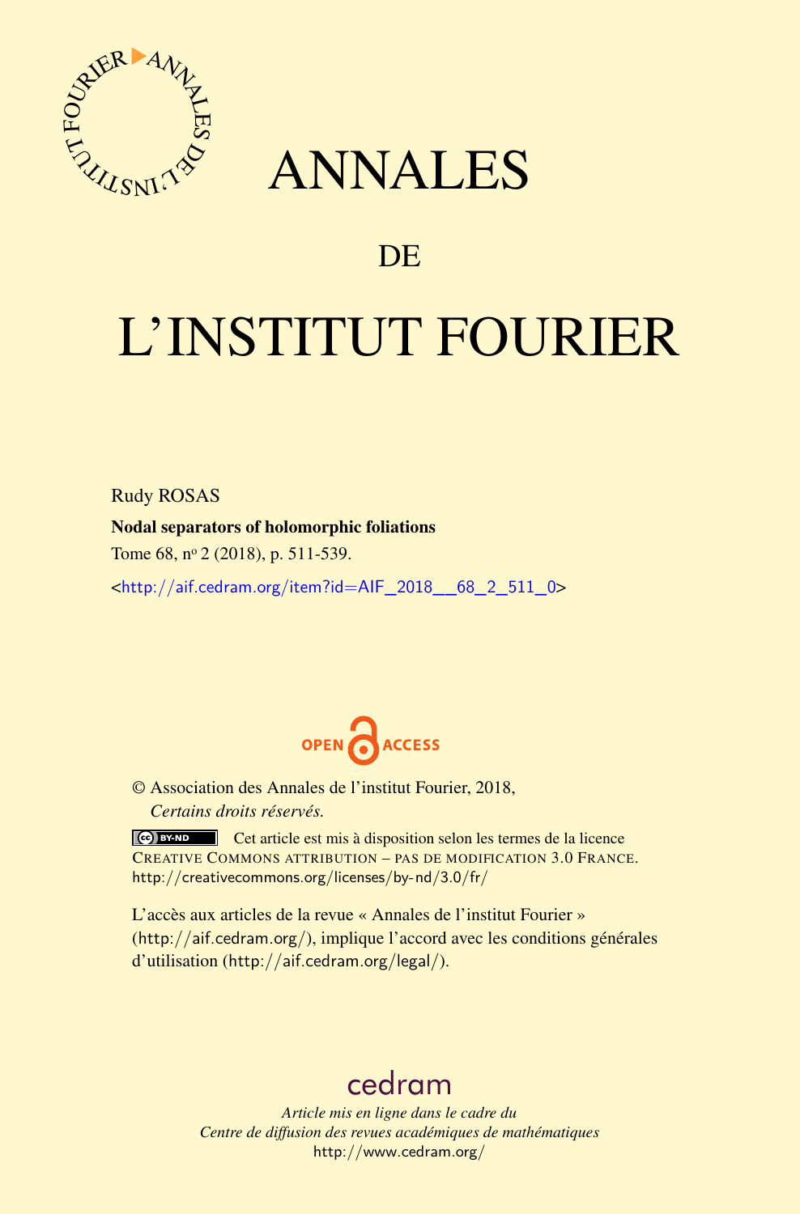# ANNALES

## DE

# L'INSTITUT FOURIER

Rudy ROSAS

**Nodal separators of holomorphic foliations**

Tome 68, nº 2 (2018), p. 511-539.

<http://aif.cedram.org/item?id=AIF_2018__68_2_511_0>

OPEN ACCESS

© Association des Annales de l'institut Fourier, 2018,
*Certains droits réservés.*

Cet article est mis à disposition selon les termes de la licence CREATIVE COMMONS ATTRIBUTION – PAS DE MODIFICATION 3.0 FRANCE.
http://creativecommons.org/licenses/by-nd/3.0/fr/

L'accès aux articles de la revue « Annales de l'institut Fourier » (http://aif.cedram.org/), implique l'accord avec les conditions générales d'utilisation (http://aif.cedram.org/legal/).

cedram

*Article mis en ligne dans le cadre du*
*Centre de diffusion des revues académiques de mathématiques*
http://www.cedram.org/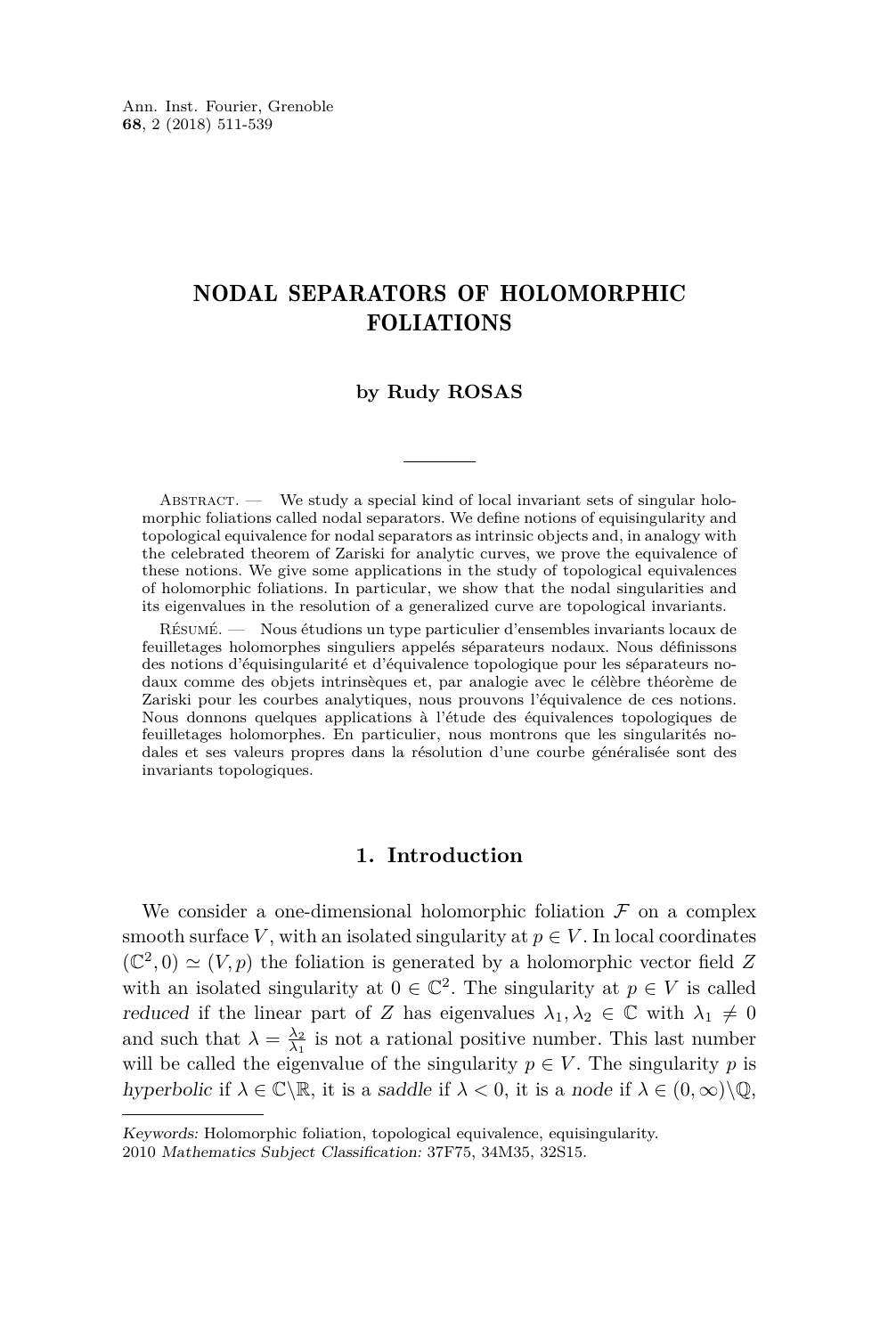# NODAL SEPARATORS OF HOLOMORPHIC FOLIATIONS

**by Rudy ROSAS**

Abstract. — We study a special kind of local invariant sets of singular holomorphic foliations called nodal separators. We define notions of equisingularity and topological equivalence for nodal separators as intrinsic objects and, in analogy with the celebrated theorem of Zariski for analytic curves, we prove the equivalence of these notions. We give some applications in the study of topological equivalences of holomorphic foliations. In particular, we show that the nodal singularities and its eigenvalues in the resolution of a generalized curve are topological invariants.

Résumé. — Nous étudions un type particulier d'ensembles invariants locaux de feuilletages holomorphes singuliers appelés séparateurs nodaux. Nous définissons des notions d'équisingularité et d'équivalence topologique pour les séparateurs nodaux comme des objets intrinsèques et, par analogie avec le célèbre théorème de Zariski pour les courbes analytiques, nous prouvons l'équivalence de ces notions. Nous donnons quelques applications à l'étude des équivalences topologiques de feuilletages holomorphes. En particulier, nous montrons que les singularités nodales et ses valeurs propres dans la résolution d'une courbe généralisée sont des invariants topologiques.

## 1. Introduction

We consider a one-dimensional holomorphic foliation $\mathcal{F}$ on a complex smooth surface $V$, with an isolated singularity at $p \in V$. In local coordinates $(\mathbb{C}^2, 0) \simeq (V, p)$ the foliation is generated by a holomorphic vector field $Z$ with an isolated singularity at $0 \in \mathbb{C}^2$. The singularity at $p \in V$ is called *reduced* if the linear part of $Z$ has eigenvalues $\lambda_1, \lambda_2 \in \mathbb{C}$ with $\lambda_1 \neq 0$ and such that $\lambda = \frac{\lambda_2}{\lambda_1}$ is not a rational positive number. This last number will be called the eigenvalue of the singularity $p \in V$. The singularity $p$ is *hyperbolic* if $\lambda \in \mathbb{C} \backslash \mathbb{R}$, it is a *saddle* if $\lambda < 0$, it is a *node* if $\lambda \in (0, \infty) \backslash \mathbb{Q}$,

*Keywords:* Holomorphic foliation, topological equivalence, equisingularity.
2010 *Mathematics Subject Classification:* 37F75, 34M35, 32S15.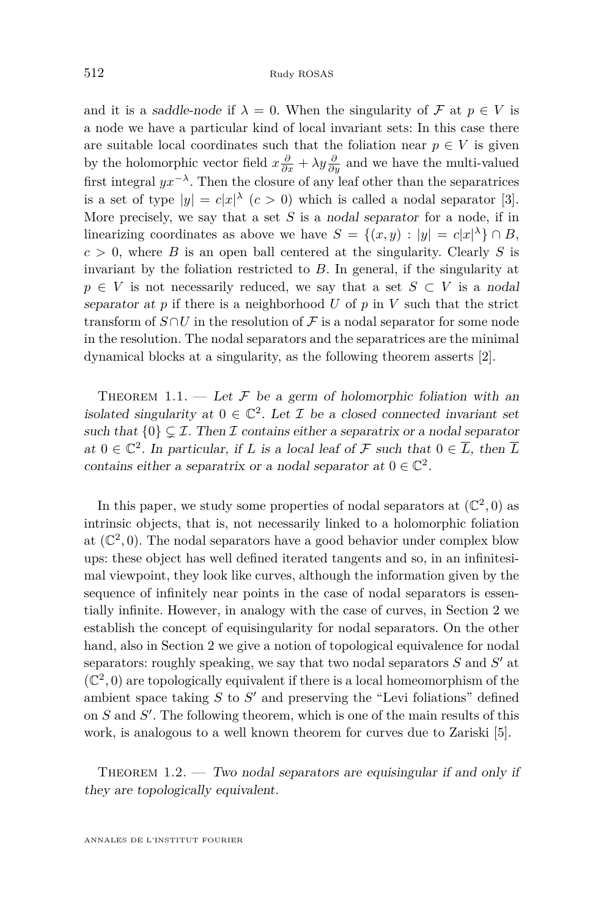and it is a *saddle-node* if $\lambda = 0$. When the singularity of $\mathcal{F}$ at $p \in V$ is a node we have a particular kind of local invariant sets: In this case there are suitable local coordinates such that the foliation near $p \in V$ is given by the holomorphic vector field $x\frac{\partial}{\partial x} + \lambda y \frac{\partial}{\partial y}$ and we have the multi-valued first integral $yx^{-\lambda}$. Then the closure of any leaf other than the separatrices is a set of type $|y| = c|x|^{\lambda}$ ($c > 0$) which is called a nodal separator [3]. More precisely, we say that a set $S$ is a *nodal separator* for a node, if in linearizing coordinates as above we have $S = \{(x, y) : |y| = c|x|^{\lambda}\} \cap B$, $c > 0$, where $B$ is an open ball centered at the singularity. Clearly $S$ is invariant by the foliation restricted to $B$. In general, if the singularity at $p \in V$ is not necessarily reduced, we say that a set $S \subset V$ is a *nodal separator at* $p$ if there is a neighborhood $U$ of $p$ in $V$ such that the strict transform of $S \cap U$ in the resolution of $\mathcal{F}$ is a nodal separator for some node in the resolution. The nodal separators and the separatrices are the minimal dynamical blocks at a singularity, as the following theorem asserts [2].

Theorem 1.1. — *Let $\mathcal{F}$ be a germ of holomorphic foliation with an isolated singularity at $0 \in \mathbb{C}^2$. Let $\mathcal{I}$ be a closed connected invariant set such that $\{0\} \subsetneq \mathcal{I}$. Then $\mathcal{I}$ contains either a separatrix or a nodal separator at $0 \in \mathbb{C}^2$. In particular, if $L$ is a local leaf of $\mathcal{F}$ such that $0 \in \overline{L}$, then $\overline{L}$ contains either a separatrix or a nodal separator at $0 \in \mathbb{C}^2$.*

In this paper, we study some properties of nodal separators at $(\mathbb{C}^2, 0)$ as intrinsic objects, that is, not necessarily linked to a holomorphic foliation at $(\mathbb{C}^2, 0)$. The nodal separators have a good behavior under complex blow ups: these object has well defined iterated tangents and so, in an infinitesimal viewpoint, they look like curves, although the information given by the sequence of infinitely near points in the case of nodal separators is essentially infinite. However, in analogy with the case of curves, in Section 2 we establish the concept of equisingularity for nodal separators. On the other hand, also in Section 2 we give a notion of topological equivalence for nodal separators: roughly speaking, we say that two nodal separators $S$ and $S'$ at $(\mathbb{C}^2, 0)$ are topologically equivalent if there is a local homeomorphism of the ambient space taking $S$ to $S'$ and preserving the "Levi foliations" defined on $S$ and $S'$. The following theorem, which is one of the main results of this work, is analogous to a well known theorem for curves due to Zariski [5].

Theorem 1.2. — *Two nodal separators are equisingular if and only if they are topologically equivalent.*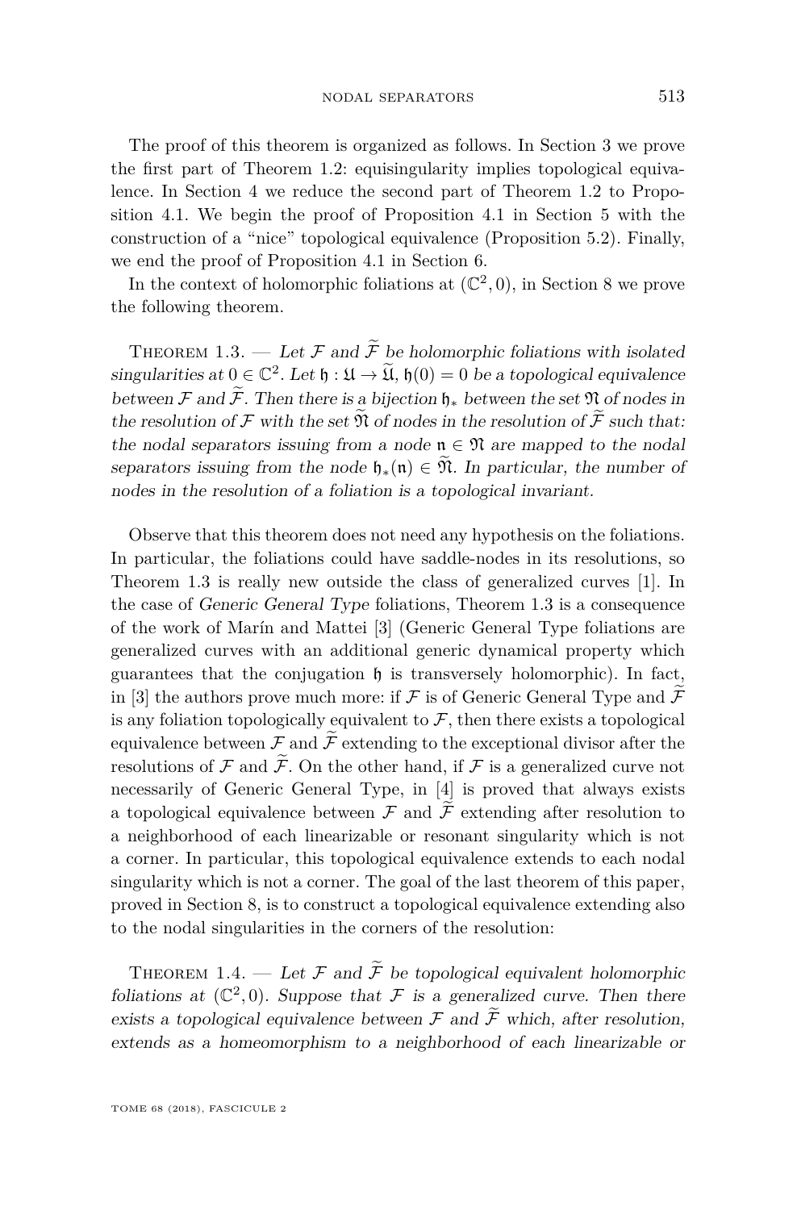The proof of this theorem is organized as follows. In Section 3 we prove the first part of Theorem 1.2: equisingularity implies topological equivalence. In Section 4 we reduce the second part of Theorem 1.2 to Proposition 4.1. We begin the proof of Proposition 4.1 in Section 5 with the construction of a "nice" topological equivalence (Proposition 5.2). Finally, we end the proof of Proposition 4.1 in Section 6.

In the context of holomorphic foliations at $(\mathbb{C}^2, 0)$, in Section 8 we prove the following theorem.

Theorem 1.3. — *Let $\mathcal{F}$ and $\widetilde{\mathcal{F}}$ be holomorphic foliations with isolated singularities at $0 \in \mathbb{C}^2$. Let $\mathfrak{h} : \mathfrak{U} \to \widetilde{\mathfrak{U}}$, $\mathfrak{h}(0) = 0$ be a topological equivalence between $\mathcal{F}$ and $\widetilde{\mathcal{F}}$. Then there is a bijection $\mathfrak{h}_*$ between the set $\mathfrak{N}$ of nodes in the resolution of $\mathcal{F}$ with the set $\widetilde{\mathfrak{N}}$ of nodes in the resolution of $\widetilde{\mathcal{F}}$ such that: the nodal separators issuing from a node $\mathfrak{n} \in \mathfrak{N}$ are mapped to the nodal separators issuing from the node $\mathfrak{h}_*(\mathfrak{n}) \in \widetilde{\mathfrak{N}}$. In particular, the number of nodes in the resolution of a foliation is a topological invariant.*

Observe that this theorem does not need any hypothesis on the foliations. In particular, the foliations could have saddle-nodes in its resolutions, so Theorem 1.3 is really new outside the class of generalized curves [1]. In the case of *Generic General Type* foliations, Theorem 1.3 is a consequence of the work of Marín and Mattei [3] (Generic General Type foliations are generalized curves with an additional generic dynamical property which guarantees that the conjugation $\mathfrak{h}$ is transversely holomorphic). In fact, in [3] the authors prove much more: if $\mathcal{F}$ is of Generic General Type and $\widetilde{\mathcal{F}}$ is any foliation topologically equivalent to $\mathcal{F}$, then there exists a topological equivalence between $\mathcal{F}$ and $\widetilde{\mathcal{F}}$ extending to the exceptional divisor after the resolutions of $\mathcal{F}$ and $\widetilde{\mathcal{F}}$. On the other hand, if $\mathcal{F}$ is a generalized curve not necessarily of Generic General Type, in [4] is proved that always exists a topological equivalence between $\mathcal{F}$ and $\widetilde{\mathcal{F}}$ extending after resolution to a neighborhood of each linearizable or resonant singularity which is not a corner. In particular, this topological equivalence extends to each nodal singularity which is not a corner. The goal of the last theorem of this paper, proved in Section 8, is to construct a topological equivalence extending also to the nodal singularities in the corners of the resolution:

Theorem 1.4. — *Let $\mathcal{F}$ and $\widetilde{\mathcal{F}}$ be topological equivalent holomorphic foliations at $(\mathbb{C}^2, 0)$. Suppose that $\mathcal{F}$ is a generalized curve. Then there exists a topological equivalence between $\mathcal{F}$ and $\widetilde{\mathcal{F}}$ which, after resolution, extends as a homeomorphism to a neighborhood of each linearizable or*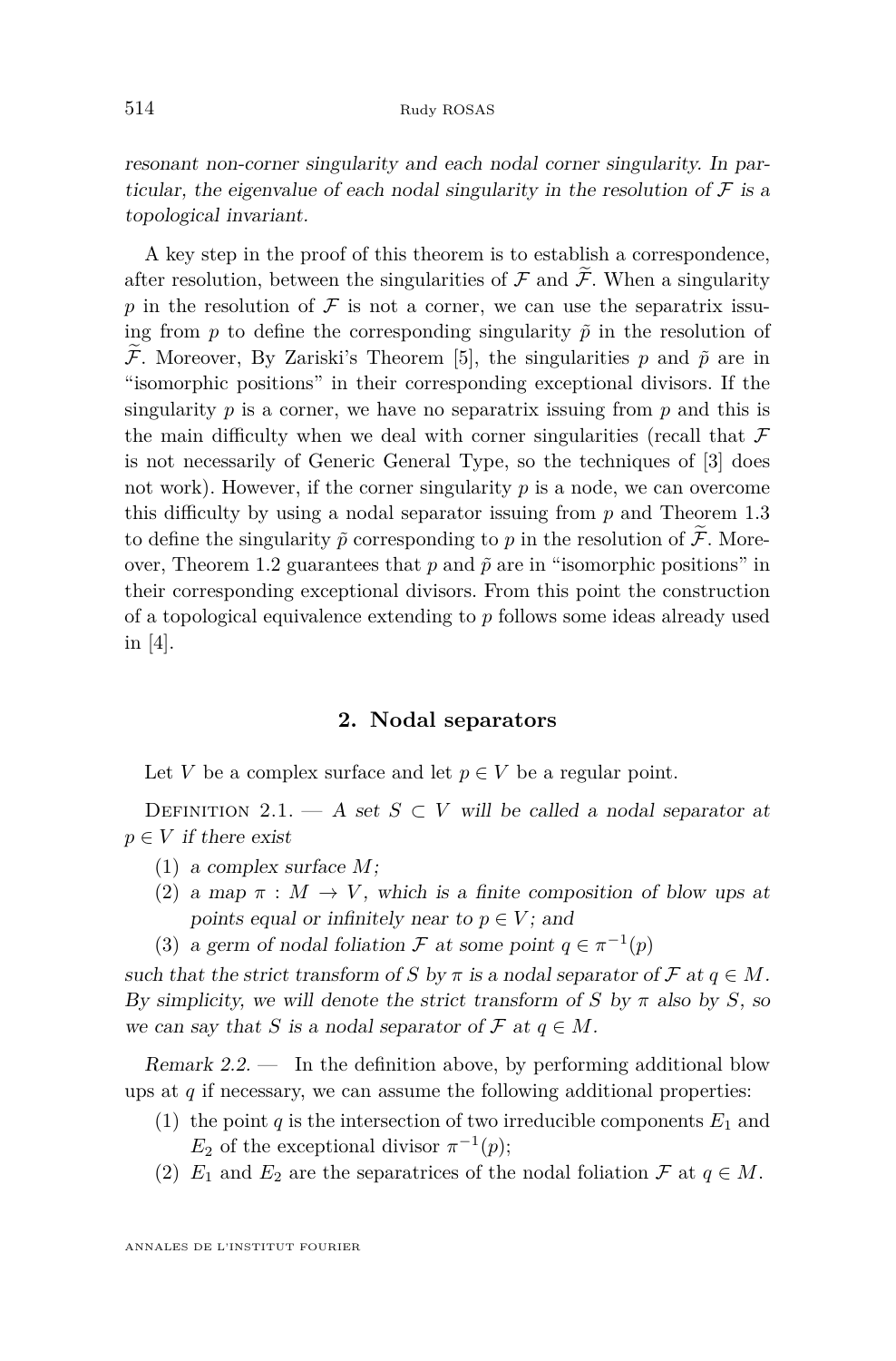*resonant non-corner singularity and each nodal corner singularity. In particular, the eigenvalue of each nodal singularity in the resolution of $\mathcal{F}$ is a topological invariant.*

A key step in the proof of this theorem is to establish a correspondence, after resolution, between the singularities of $\mathcal{F}$ and $\widetilde{\mathcal{F}}$. When a singularity $p$ in the resolution of $\mathcal{F}$ is not a corner, we can use the separatrix issuing from $p$ to define the corresponding singularity $\tilde{p}$ in the resolution of $\widetilde{\mathcal{F}}$. Moreover, By Zariski's Theorem [5], the singularities $p$ and $\tilde{p}$ are in "isomorphic positions" in their corresponding exceptional divisors. If the singularity $p$ is a corner, we have no separatrix issuing from $p$ and this is the main difficulty when we deal with corner singularities (recall that $\mathcal{F}$ is not necessarily of Generic General Type, so the techniques of [3] does not work). However, if the corner singularity $p$ is a node, we can overcome this difficulty by using a nodal separator issuing from $p$ and Theorem 1.3 to define the singularity $\tilde{p}$ corresponding to $p$ in the resolution of $\widetilde{\mathcal{F}}$. Moreover, Theorem 1.2 guarantees that $p$ and $\tilde{p}$ are in "isomorphic positions" in their corresponding exceptional divisors. From this point the construction of a topological equivalence extending to $p$ follows some ideas already used in [4].

## 2. Nodal separators

Let $V$ be a complex surface and let $p \in V$ be a regular point.

Definition 2.1. — *A set $S \subset V$ will be called a nodal separator at $p \in V$ if there exist*

1. *a complex surface $M$;*
2. *a map $\pi : M \to V$, which is a finite composition of blow ups at points equal or infinitely near to $p \in V$; and*
3. *a germ of nodal foliation $\mathcal{F}$ at some point $q \in \pi^{-1}(p)$*

*such that the strict transform of $S$ by $\pi$ is a nodal separator of $\mathcal{F}$ at $q \in M$. By simplicity, we will denote the strict transform of $S$ by $\pi$ also by $S$, so we can say that $S$ is a nodal separator of $\mathcal{F}$ at $q \in M$.*

*Remark 2.2.* — In the definition above, by performing additional blow ups at $q$ if necessary, we can assume the following additional properties:

1. the point $q$ is the intersection of two irreducible components $E_1$ and $E_2$ of the exceptional divisor $\pi^{-1}(p)$;
2. $E_1$ and $E_2$ are the separatrices of the nodal foliation $\mathcal{F}$ at $q \in M$.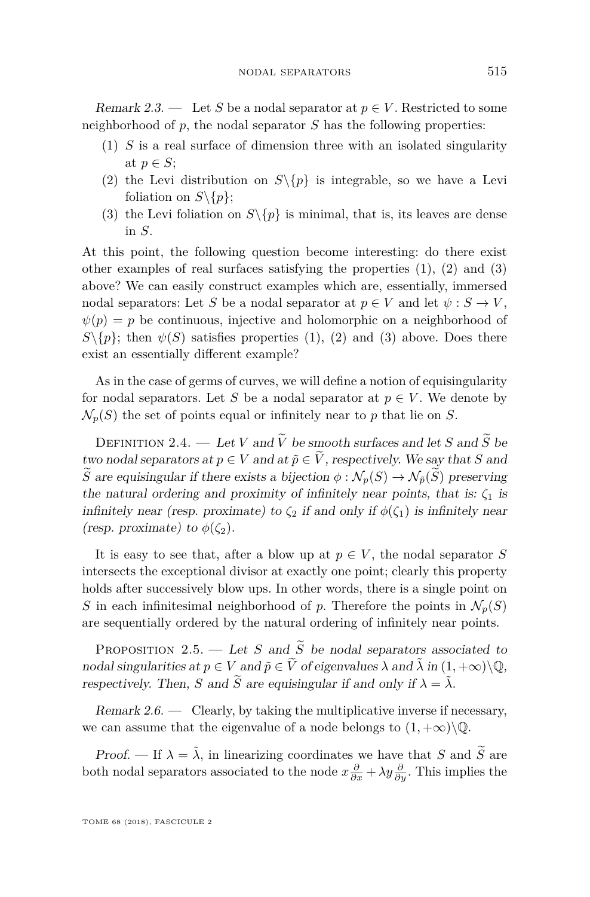*Remark 2.3.* — Let $S$ be a nodal separator at $p \in V$. Restricted to some neighborhood of $p$, the nodal separator $S$ has the following properties:

1. $S$ is a real surface of dimension three with an isolated singularity at $p \in S$;
2. the Levi distribution on $S\backslash\{p\}$ is integrable, so we have a Levi foliation on $S\backslash\{p\}$;
3. the Levi foliation on $S\backslash\{p\}$ is minimal, that is, its leaves are dense in $S$.

At this point, the following question become interesting: do there exist other examples of real surfaces satisfying the properties (1), (2) and (3) above? We can easily construct examples which are, essentially, immersed nodal separators: Let $S$ be a nodal separator at $p \in V$ and let $\psi : S \to V$, $\psi(p) = p$ be continuous, injective and holomorphic on a neighborhood of $S\backslash\{p\}$; then $\psi(S)$ satisfies properties (1), (2) and (3) above. Does there exist an essentially different example?

As in the case of germs of curves, we will define a notion of equisingularity for nodal separators. Let $S$ be a nodal separator at $p \in V$. We denote by $\mathcal{N}_p(S)$ the set of points equal or infinitely near to $p$ that lie on $S$.

Definition 2.4. — *Let $V$ and $\widetilde{V}$ be smooth surfaces and let $S$ and $\widetilde{S}$ be two nodal separators at $p \in V$ and at $\tilde{p} \in \widetilde{V}$, respectively. We say that $S$ and $\widetilde{S}$ are equisingular if there exists a bijection $\phi : \mathcal{N}_p(S) \to \mathcal{N}_{\tilde{p}}(\widetilde{S})$ preserving the natural ordering and proximity of infinitely near points, that is: $\zeta_1$ is infinitely near (resp. proximate) to $\zeta_2$ if and only if $\phi(\zeta_1)$ is infinitely near (resp. proximate) to $\phi(\zeta_2)$.*

It is easy to see that, after a blow up at $p \in V$, the nodal separator $S$ intersects the exceptional divisor at exactly one point; clearly this property holds after successively blow ups. In other words, there is a single point on $S$ in each infinitesimal neighborhood of $p$. Therefore the points in $\mathcal{N}_p(S)$ are sequentially ordered by the natural ordering of infinitely near points.

Proposition 2.5. — *Let $S$ and $\widetilde{S}$ be nodal separators associated to nodal singularities at $p \in V$ and $\tilde{p} \in \widetilde{V}$ of eigenvalues $\lambda$ and $\tilde{\lambda}$ in $(1, +\infty)\backslash\mathbb{Q}$, respectively. Then, $S$ and $\widetilde{S}$ are equisingular if and only if $\lambda = \tilde{\lambda}$.*

*Remark 2.6.* — Clearly, by taking the multiplicative inverse if necessary, we can assume that the eigenvalue of a node belongs to $(1, +\infty)\backslash\mathbb{Q}$.

*Proof.* — If $\lambda = \tilde{\lambda}$, in linearizing coordinates we have that $S$ and $\widetilde{S}$ are both nodal separators associated to the node $x\frac{\partial}{\partial x} + \lambda y \frac{\partial}{\partial y}$. This implies the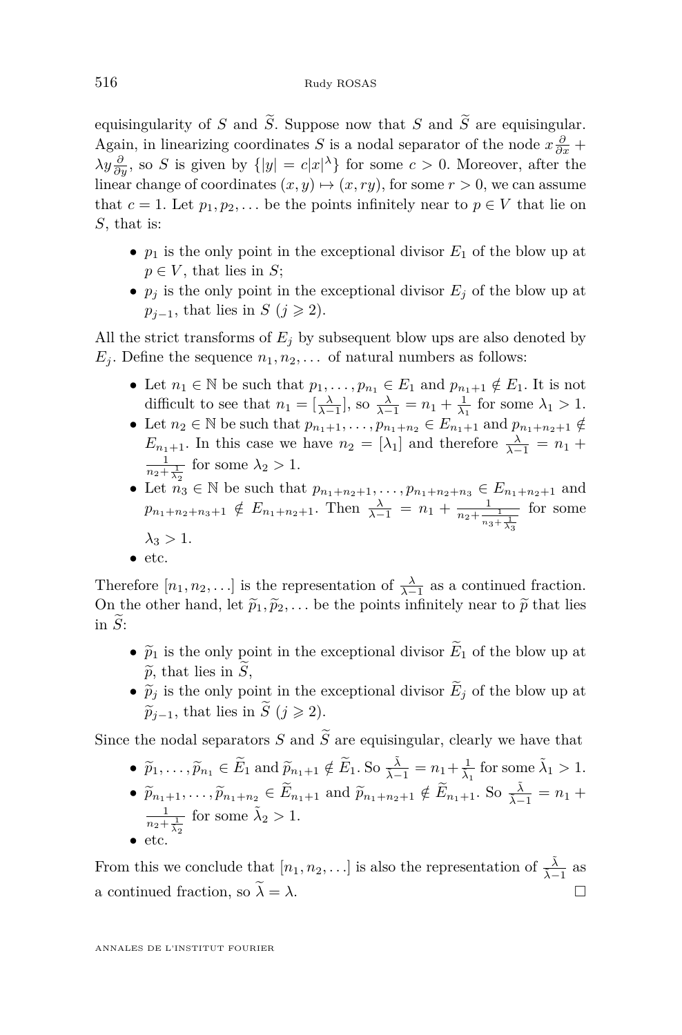equisingularity of $S$ and $\widetilde{S}$. Suppose now that $S$ and $\widetilde{S}$ are equisingular. Again, in linearizing coordinates $S$ is a nodal separator of the node $x\frac{\partial}{\partial x} + \lambda y\frac{\partial}{\partial y}$, so $S$ is given by $\{|y| = c|x|^{\lambda}\}$ for some $c > 0$. Moreover, after the linear change of coordinates $(x,y) \mapsto (x, ry)$, for some $r > 0$, we can assume that $c = 1$. Let $p_1, p_2, \dots$ be the points infinitely near to $p \in V$ that lie on $S$, that is:

- $p_1$ is the only point in the exceptional divisor $E_1$ of the blow up at $p \in V$, that lies in $S$;
- $p_j$ is the only point in the exceptional divisor $E_j$ of the blow up at $p_{j-1}$, that lies in $S$ ($j \geqslant 2$).

All the strict transforms of $E_j$ by subsequent blow ups are also denoted by $E_j$. Define the sequence $n_1, n_2, \dots$ of natural numbers as follows:

- Let $n_1 \in \mathbb{N}$ be such that $p_1, \dots, p_{n_1} \in E_1$ and $p_{n_1+1} \notin E_1$. It is not difficult to see that $n_1 = [\frac{\lambda}{\lambda-1}]$, so $\frac{\lambda}{\lambda-1} = n_1 + \frac{1}{\lambda_1}$ for some $\lambda_1 > 1$.
- Let $n_2 \in \mathbb{N}$ be such that $p_{n_1+1}, \dots, p_{n_1+n_2} \in E_{n_1+1}$ and $p_{n_1+n_2+1} \notin E_{n_1+1}$. In this case we have $n_2 = [\lambda_1]$ and therefore $\frac{\lambda}{\lambda-1} = n_1 + \frac{1}{n_2+\frac{1}{\lambda_2}}$ for some $\lambda_2 > 1$.
- Let $n_3 \in \mathbb{N}$ be such that $p_{n_1+n_2+1}, \dots, p_{n_1+n_2+n_3} \in E_{n_1+n_2+1}$ and $p_{n_1+n_2+n_3+1} \notin E_{n_1+n_2+1}$. Then $\frac{\lambda}{\lambda-1} = n_1 + \frac{1}{n_2+\frac{1}{n_3+\frac{1}{\lambda_3}}}$ for some $\lambda_3 > 1$.
- etc.

Therefore $[n_1, n_2, \dots]$ is the representation of $\frac{\lambda}{\lambda-1}$ as a continued fraction. On the other hand, let $\widetilde{p}_1, \widetilde{p}_2, \dots$ be the points infinitely near to $\widetilde{p}$ that lies in $\widetilde{S}$:

- $\widetilde{p}_1$ is the only point in the exceptional divisor $\widetilde{E}_1$ of the blow up at $\widetilde{p}$, that lies in $\widetilde{S}$,
- $\widetilde{p}_j$ is the only point in the exceptional divisor $\widetilde{E}_j$ of the blow up at $\widetilde{p}_{j-1}$, that lies in $\widetilde{S}$ ($j \geqslant 2$).

Since the nodal separators $S$ and $\widetilde{S}$ are equisingular, clearly we have that

- $\widetilde{p}_1, \dots, \widetilde{p}_{n_1} \in \widetilde{E}_1$ and $\widetilde{p}_{n_1+1} \notin \widetilde{E}_1$. So $\frac{\tilde{\lambda}}{\tilde{\lambda}-1} = n_1 + \frac{1}{\tilde{\lambda}_1}$ for some $\tilde{\lambda}_1 > 1$.
- $\widetilde{p}_{n_1+1}, \dots, \widetilde{p}_{n_1+n_2} \in \widetilde{E}_{n_1+1}$ and $\widetilde{p}_{n_1+n_2+1} \notin \widetilde{E}_{n_1+1}$. So $\frac{\tilde{\lambda}}{\tilde{\lambda}-1} = n_1 + \frac{1}{n_2+\frac{1}{\tilde{\lambda}_2}}$ for some $\tilde{\lambda}_2 > 1$.
- etc.

From this we conclude that $[n_1, n_2, \dots]$ is also the representation of $\frac{\tilde{\lambda}}{\tilde{\lambda}-1}$ as a continued fraction, so $\widetilde{\lambda} = \lambda$. $\square$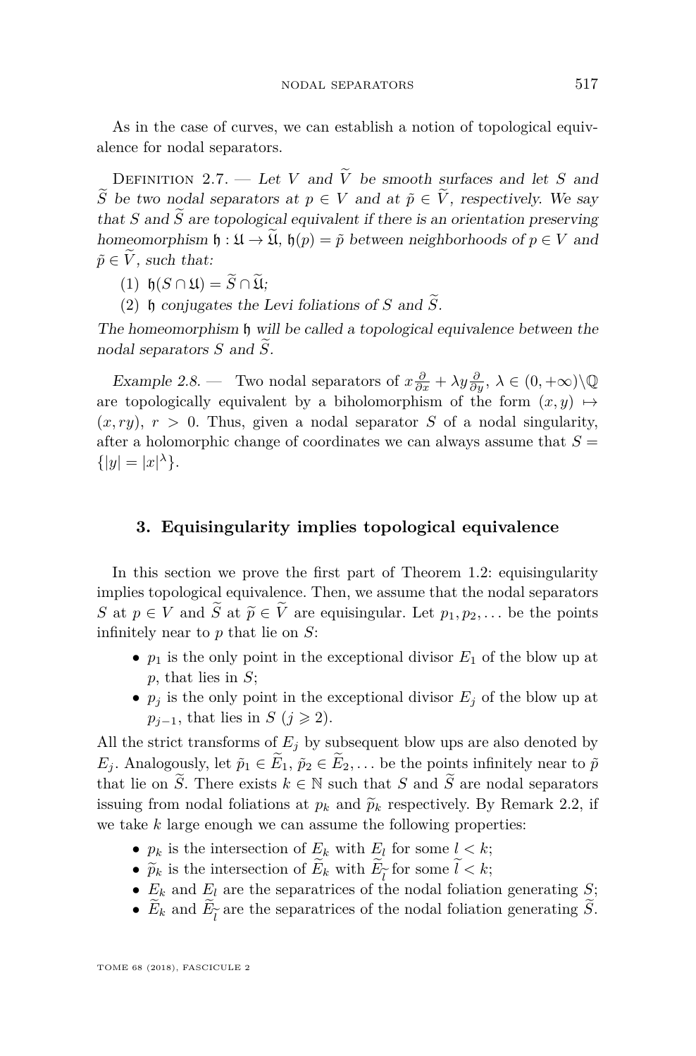As in the case of curves, we can establish a notion of topological equivalence for nodal separators.

Definition 2.7. — *Let $V$ and $\widetilde{V}$ be smooth surfaces and let $S$ and $\widetilde{S}$ be two nodal separators at $p \in V$ and at $\tilde{p} \in \widetilde{V}$, respectively. We say that $S$ and $\widetilde{S}$ are topological equivalent if there is an orientation preserving homeomorphism $\mathfrak{h} : \mathfrak{U} \to \widetilde{\mathfrak{U}}$, $\mathfrak{h}(p) = \tilde{p}$ between neighborhoods of $p \in V$ and $\tilde{p} \in \widetilde{V}$, such that:*

1. *$\mathfrak{h}(S \cap \mathfrak{U}) = \widetilde{S} \cap \widetilde{\mathfrak{U}}$;*
2. *$\mathfrak{h}$ conjugates the Levi foliations of $S$ and $\widetilde{S}$.*

*The homeomorphism $\mathfrak{h}$ will be called a topological equivalence between the nodal separators $S$ and $\widetilde{S}$.*

*Example 2.8.* — Two nodal separators of $x\frac{\partial}{\partial x} + \lambda y \frac{\partial}{\partial y}$, $\lambda \in (0, +\infty) \backslash \mathbb{Q}$ are topologically equivalent by a biholomorphism of the form $(x, y) \mapsto (x, ry)$, $r > 0$. Thus, given a nodal separator $S$ of a nodal singularity, after a holomorphic change of coordinates we can always assume that $S = \{|y| = |x|^{\lambda}\}$.

## 3. Equisingularity implies topological equivalence

In this section we prove the first part of Theorem 1.2: equisingularity implies topological equivalence. Then, we assume that the nodal separators $S$ at $p \in V$ and $\widetilde{S}$ at $\widetilde{p} \in \widetilde{V}$ are equisingular. Let $p_1, p_2, \dots$ be the points infinitely near to $p$ that lie on $S$:

- $p_1$ is the only point in the exceptional divisor $E_1$ of the blow up at $p$, that lies in $S$;
- $p_j$ is the only point in the exceptional divisor $E_j$ of the blow up at $p_{j-1}$, that lies in $S$ ($j \geqslant 2$).

All the strict transforms of $E_j$ by subsequent blow ups are also denoted by $E_j$. Analogously, let $\tilde{p}_1 \in \widetilde{E}_1$, $\tilde{p}_2 \in \widetilde{E}_2, \dots$ be the points infinitely near to $\tilde{p}$ that lie on $\widetilde{S}$. There exists $k \in \mathbb{N}$ such that $S$ and $\widetilde{S}$ are nodal separators issuing from nodal foliations at $p_k$ and $\widetilde{p}_k$ respectively. By Remark 2.2, if we take $k$ large enough we can assume the following properties:

- $p_k$ is the intersection of $E_k$ with $E_l$ for some $l < k$;
- $\widetilde{p}_k$ is the intersection of $\widetilde{E}_k$ with $\widetilde{E}_{\widetilde{l}}$ for some $\widetilde{l} < k$;
- $E_k$ and $E_l$ are the separatrices of the nodal foliation generating $S$;
- $\widetilde{E}_k$ and $\widetilde{E}_{\widetilde{l}}$ are the separatrices of the nodal foliation generating $\widetilde{S}$.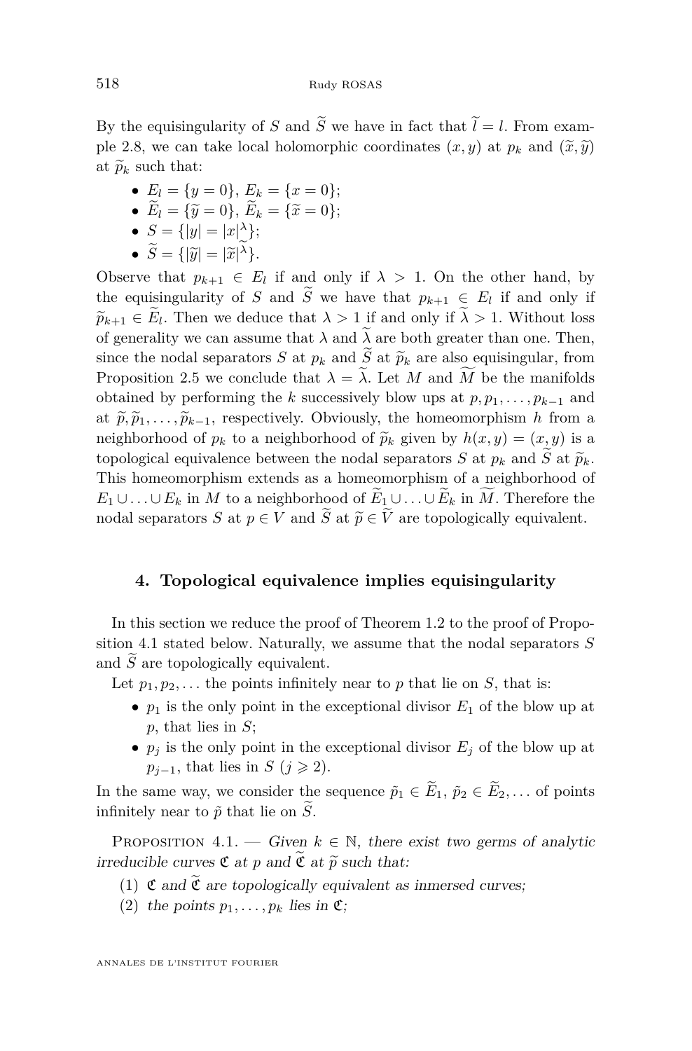By the equisingularity of $S$ and $\widetilde{S}$ we have in fact that $\widetilde{l} = l$. From example 2.8, we can take local holomorphic coordinates $(x, y)$ at $p_k$ and $(\widetilde{x}, \widetilde{y})$ at $\widetilde{p}_k$ such that:

- $E_l = \{y = 0\}$, $E_k = \{x = 0\}$;
- $\widetilde{E}_l = \{\widetilde{y} = 0\}$, $\widetilde{E}_k = \{\widetilde{x} = 0\}$;
- $S = \{|y| = |x|^{\lambda}\}$;
- $\widetilde{S} = \{|\widetilde{y}| = |\widetilde{x}|^{\widetilde{\lambda}}\}$.

Observe that $p_{k+1} \in E_l$ if and only if $\lambda > 1$. On the other hand, by the equisingularity of $S$ and $\widetilde{S}$ we have that $p_{k+1} \in E_l$ if and only if $\widetilde{p}_{k+1} \in \widetilde{E}_l$. Then we deduce that $\lambda > 1$ if and only if $\widetilde{\lambda} > 1$. Without loss of generality we can assume that $\lambda$ and $\widetilde{\lambda}$ are both greater than one. Then, since the nodal separators $S$ at $p_k$ and $\widetilde{S}$ at $\widetilde{p}_k$ are also equisingular, from Proposition 2.5 we conclude that $\lambda = \widetilde{\lambda}$. Let $M$ and $\widetilde{M}$ be the manifolds obtained by performing the $k$ successively blow ups at $p, p_1, \ldots, p_{k-1}$ and at $\widetilde{p}, \widetilde{p}_1, \ldots, \widetilde{p}_{k-1}$, respectively. Obviously, the homeomorphism $h$ from a neighborhood of $p_k$ to a neighborhood of $\widetilde{p}_k$ given by $h(x, y) = (x, y)$ is a topological equivalence between the nodal separators $S$ at $p_k$ and $\widetilde{S}$ at $\widetilde{p}_k$. This homeomorphism extends as a homeomorphism of a neighborhood of $E_1 \cup \ldots \cup E_k$ in $M$ to a neighborhood of $\widetilde{E}_1 \cup \ldots \cup \widetilde{E}_k$ in $\widetilde{M}$. Therefore the nodal separators $S$ at $p \in V$ and $\widetilde{S}$ at $\widetilde{p} \in \widetilde{V}$ are topologically equivalent.

## 4. Topological equivalence implies equisingularity

In this section we reduce the proof of Theorem 1.2 to the proof of Proposition 4.1 stated below. Naturally, we assume that the nodal separators $S$ and $\widetilde{S}$ are topologically equivalent.

Let $p_1, p_2, \ldots$ the points infinitely near to $p$ that lie on $S$, that is:

- $p_1$ is the only point in the exceptional divisor $E_1$ of the blow up at $p$, that lies in $S$;
- $p_j$ is the only point in the exceptional divisor $E_j$ of the blow up at $p_{j-1}$, that lies in $S$ $(j \geqslant 2)$.

In the same way, we consider the sequence $\tilde{p}_1 \in \widetilde{E}_1$, $\tilde{p}_2 \in \widetilde{E}_2, \ldots$ of points infinitely near to $\tilde{p}$ that lie on $\widetilde{S}$.

Proposition 4.1. — *Given $k \in \mathbb{N}$, there exist two germs of analytic irreducible curves $\mathfrak{C}$ at $p$ and $\widetilde{\mathfrak{C}}$ at $\widetilde{p}$ such that:*

1. *$\mathfrak{C}$ and $\widetilde{\mathfrak{C}}$ are topologically equivalent as inmersed curves;*
2. *the points $p_1, \ldots, p_k$ lies in $\mathfrak{C}$;*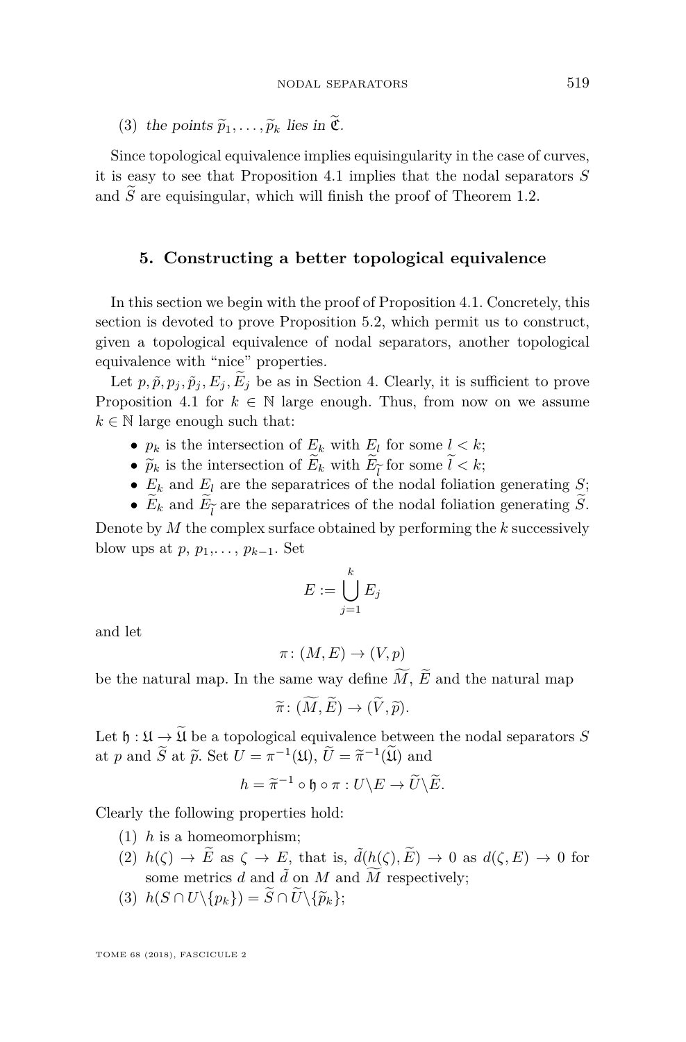(3) *the points* $\widetilde{p}_1, \ldots, \widetilde{p}_k$ *lies in* $\widetilde{\mathfrak{C}}$.

Since topological equivalence implies equisingularity in the case of curves, it is easy to see that Proposition 4.1 implies that the nodal separators $S$ and $\widetilde{S}$ are equisingular, which will finish the proof of Theorem 1.2.

## 5. Constructing a better topological equivalence

In this section we begin with the proof of Proposition 4.1. Concretely, this section is devoted to prove Proposition 5.2, which permit us to construct, given a topological equivalence of nodal separators, another topological equivalence with "nice" properties.

Let $p, \tilde{p}, p_j, \tilde{p}_j, E_j, \widetilde{E}_j$ be as in Section 4. Clearly, it is sufficient to prove Proposition 4.1 for $k \in \mathbb{N}$ large enough. Thus, from now on we assume $k \in \mathbb{N}$ large enough such that:

- $p_k$ is the intersection of $E_k$ with $E_l$ for some $l < k$;
- $\widetilde{p}_k$ is the intersection of $\widetilde{E}_k$ with $\widetilde{E}_{\widetilde{l}}$ for some $\widetilde{l} < k$;
- $E_k$ and $E_l$ are the separatrices of the nodal foliation generating $S$;
- $\widetilde{E}_k$ and $\widetilde{E}_{\widetilde{l}}$ are the separatrices of the nodal foliation generating $\widetilde{S}$.

Denote by $M$ the complex surface obtained by performing the $k$ successively blow ups at $p$, $p_1,\ldots, p_{k-1}$. Set

$$E := \bigcup_{j=1}^{k} E_j$$

and let

$$\pi \colon (M, E) \to (V, p)$$

be the natural map. In the same way define $\widetilde{M}$, $\widetilde{E}$ and the natural map

$$\widetilde{\pi} \colon (\widetilde{M}, \widetilde{E}) \to (\widetilde{V}, \widetilde{p}).$$

Let $\mathfrak{h} : \mathfrak{U} \to \widetilde{\mathfrak{U}}$ be a topological equivalence between the nodal separators $S$ at $p$ and $\widetilde{S}$ at $\widetilde{p}$. Set $U = \pi^{-1}(\mathfrak{U})$, $\widetilde{U} = \widetilde{\pi}^{-1}(\widetilde{\mathfrak{U}})$ and

$$h = \widetilde{\pi}^{-1} \circ \mathfrak{h} \circ \pi : U \backslash E \to \widetilde{U} \backslash \widetilde{E}.$$

Clearly the following properties hold:

(1) $h$ is a homeomorphism;

(2) $h(\zeta) \to \widetilde{E}$ as $\zeta \to E$, that is, $\tilde{d}(h(\zeta), \widetilde{E}) \to 0$ as $d(\zeta, E) \to 0$ for some metrics $d$ and $\tilde{d}$ on $M$ and $\widetilde{M}$ respectively;

(3) $h(S \cap U \backslash \{p_k\}) = \widetilde{S} \cap \widetilde{U} \backslash \{\widetilde{p}_k\}$;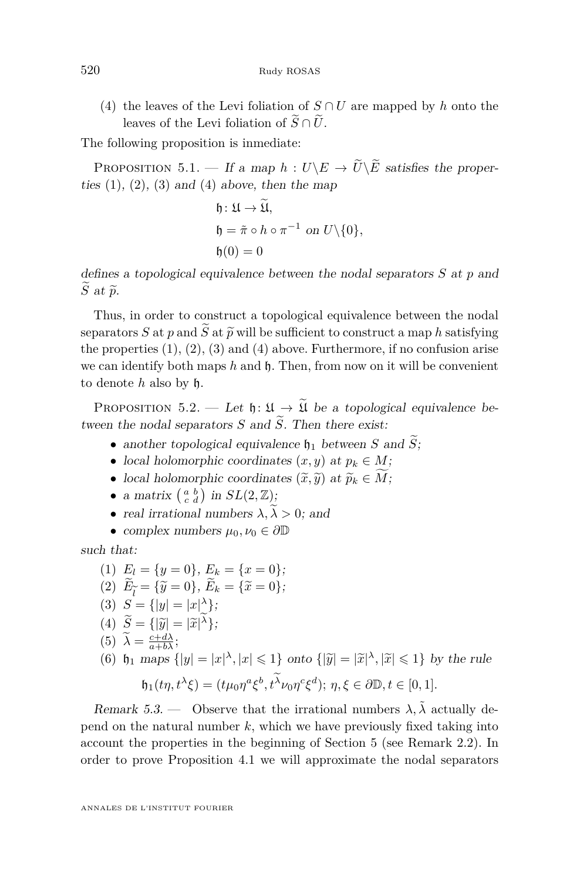(4) the leaves of the Levi foliation of $S \cap U$ are mapped by $h$ onto the leaves of the Levi foliation of $\widetilde{S} \cap \widetilde{U}$.

The following proposition is inmediate:

Proposition 5.1. — *If a map $h : U \backslash E \to \widetilde{U} \backslash \widetilde{E}$ satisfies the properties* (1), (2), (3) *and* (4) *above, then the map*

$$\mathfrak{h} : \mathfrak{U} \to \widetilde{\mathfrak{U}},$$
$$\mathfrak{h} = \tilde{\pi} \circ h \circ \pi^{-1} \text{ on } U \backslash \{0\},$$
$$\mathfrak{h}(0) = 0$$

*defines a topological equivalence between the nodal separators $S$ at $p$ and $\widetilde{S}$ at $\widetilde{p}$.*

Thus, in order to construct a topological equivalence between the nodal separators $S$ at $p$ and $\widetilde{S}$ at $\widetilde{p}$ will be sufficient to construct a map $h$ satisfying the properties (1), (2), (3) and (4) above. Furthermore, if no confusion arise we can identify both maps $h$ and $\mathfrak{h}$. Then, from now on it will be convenient to denote $h$ also by $\mathfrak{h}$.

Proposition 5.2. — *Let $\mathfrak{h} : \mathfrak{U} \to \widetilde{\mathfrak{U}}$ be a topological equivalence between the nodal separators $S$ and $\widetilde{S}$. Then there exist:*

- *another topological equivalence $\mathfrak{h}_1$ between $S$ and $\widetilde{S}$;*
- *local holomorphic coordinates $(x, y)$ at $p_k \in M$;*
- *local holomorphic coordinates $(\widetilde{x}, \widetilde{y})$ at $\widetilde{p}_k \in \widetilde{M}$;*
- *a matrix $\left(\begin{smallmatrix} a & b \\ c & d \end{smallmatrix}\right)$ in $SL(2, \mathbb{Z})$;*
- *real irrational numbers $\lambda, \widetilde{\lambda} > 0$; and*
- *complex numbers $\mu_0, \nu_0 \in \partial\mathbb{D}$*

*such that:*

(1) $E_l = \{y = 0\}$, $E_k = \{x = 0\}$;

(2) $\widetilde{E}_{\widetilde{l}} = \{\widetilde{y} = 0\}$, $\widetilde{E}_k = \{\widetilde{x} = 0\}$;

(3) $S = \{|y| = |x|^{\lambda}\}$;

(4) $\widetilde{S} = \{|\widetilde{y}| = |\widetilde{x}|^{\widetilde{\lambda}}\}$;

(5) $\widetilde{\lambda} = \frac{c + d\lambda}{a + b\lambda}$;

(6) $\mathfrak{h}_1$ *maps* $\{|y| = |x|^{\lambda}, |x| \leqslant 1\}$ *onto* $\{|\widetilde{y}| = |\widetilde{x}|^{\lambda}, |\widetilde{x}| \leqslant 1\}$ *by the rule*

$$\mathfrak{h}_1(t\eta, t^{\lambda}\xi) = (t\mu_0 \eta^a \xi^b, t^{\widetilde{\lambda}} \nu_0 \eta^c \xi^d);\ \eta, \xi \in \partial\mathbb{D}, t \in [0, 1].$$

*Remark 5.3.* — Observe that the irrational numbers $\lambda, \tilde{\lambda}$ actually depend on the natural number $k$, which we have previously fixed taking into account the properties in the beginning of Section 5 (see Remark 2.2). In order to prove Proposition 4.1 we will approximate the nodal separators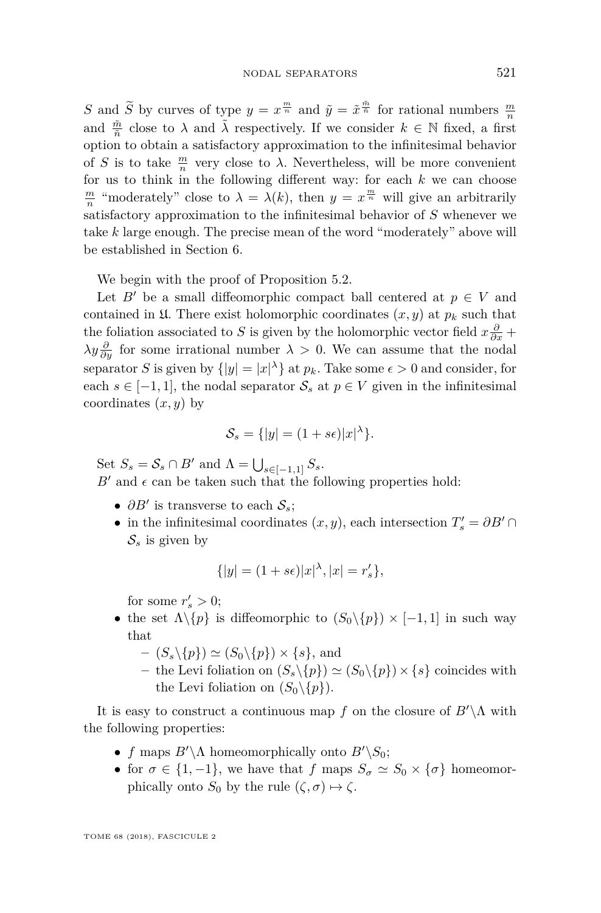$S$ and $\widetilde{S}$ by curves of type $y = x^{\frac{m}{n}}$ and $\tilde{y} = \tilde{x}^{\frac{\tilde{m}}{\tilde{n}}}$ for rational numbers $\frac{m}{n}$ and $\frac{\tilde{m}}{\tilde{n}}$ close to $\lambda$ and $\tilde{\lambda}$ respectively. If we consider $k \in \mathbb{N}$ fixed, a first option to obtain a satisfactory approximation to the infinitesimal behavior of $S$ is to take $\frac{m}{n}$ very close to $\lambda$. Nevertheless, will be more convenient for us to think in the following different way: for each $k$ we can choose $\frac{m}{n}$ "moderately" close to $\lambda = \lambda(k)$, then $y = x^{\frac{m}{n}}$ will give an arbitrarily satisfactory approximation to the infinitesimal behavior of $S$ whenever we take $k$ large enough. The precise mean of the word "moderately" above will be established in Section 6.

We begin with the proof of Proposition 5.2.

Let $B'$ be a small diffeomorphic compact ball centered at $p \in V$ and contained in $\mathfrak{U}$. There exist holomorphic coordinates $(x, y)$ at $p_k$ such that the foliation associated to $S$ is given by the holomorphic vector field $x\frac{\partial}{\partial x} + \lambda y \frac{\partial}{\partial y}$ for some irrational number $\lambda > 0$. We can assume that the nodal separator $S$ is given by $\{|y| = |x|^{\lambda}\}$ at $p_k$. Take some $\epsilon > 0$ and consider, for each $s \in [-1, 1]$, the nodal separator $\mathcal{S}_s$ at $p \in V$ given in the infinitesimal coordinates $(x, y)$ by

$$\mathcal{S}_s = \{|y| = (1 + s\epsilon)|x|^{\lambda}\}.$$

Set $S_s = \mathcal{S}_s \cap B'$ and $\Lambda = \bigcup_{s \in [-1,1]} S_s$.

$B'$ and $\epsilon$ can be taken such that the following properties hold:

- $\partial B'$ is transverse to each $\mathcal{S}_s$;
- in the infinitesimal coordinates $(x, y)$, each intersection $T'_s = \partial B' \cap \mathcal{S}_s$ is given by

$$\{|y| = (1 + s\epsilon)|x|^{\lambda}, |x| = r'_s\},$$

for some $r'_s > 0$;
- the set $\Lambda \backslash \{p\}$ is diffeomorphic to $(S_0 \backslash \{p\}) \times [-1, 1]$ in such way that
  - $(S_s \backslash \{p\}) \simeq (S_0 \backslash \{p\}) \times \{s\}$, and
  - the Levi foliation on $(S_s \backslash \{p\}) \simeq (S_0 \backslash \{p\}) \times \{s\}$ coincides with the Levi foliation on $(S_0 \backslash \{p\})$.

It is easy to construct a continuous map $f$ on the closure of $B' \backslash \Lambda$ with the following properties:

- $f$ maps $B' \backslash \Lambda$ homeomorphically onto $B' \backslash S_0$;
- for $\sigma \in \{1, -1\}$, we have that $f$ maps $S_\sigma \simeq S_0 \times \{\sigma\}$ homeomorphically onto $S_0$ by the rule $(\zeta, \sigma) \mapsto \zeta$.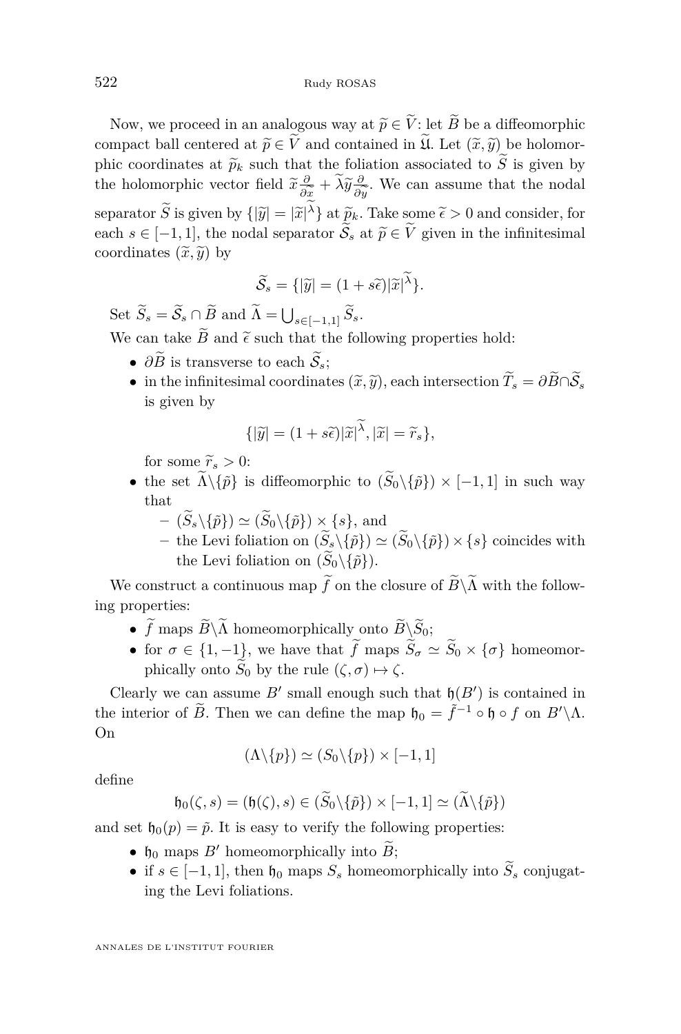Now, we proceed in an analogous way at $\widetilde{p} \in \widetilde{V}$: let $\widetilde{B}$ be a diffeomorphic compact ball centered at $\widetilde{p} \in \widetilde{V}$ and contained in $\widetilde{\mathfrak{U}}$. Let $(\widetilde{x}, \widetilde{y})$ be holomorphic coordinates at $\widetilde{p}_k$ such that the foliation associated to $\widetilde{S}$ is given by the holomorphic vector field $\widetilde{x}\frac{\partial}{\partial \widetilde{x}} + \widetilde{\lambda}\widetilde{y}\frac{\partial}{\partial \widetilde{y}}$. We can assume that the nodal separator $\widetilde{S}$ is given by $\{|\widetilde{y}| = |\widetilde{x}|^{\widetilde{\lambda}}\}$ at $\widetilde{p}_k$. Take some $\widetilde{\epsilon} > 0$ and consider, for each $s \in [-1, 1]$, the nodal separator $\widetilde{\mathcal{S}}_s$ at $\widetilde{p} \in \widetilde{V}$ given in the infinitesimal coordinates $(\widetilde{x}, \widetilde{y})$ by

$$\widetilde{\mathcal{S}}_s = \{|\widetilde{y}| = (1 + s\widetilde{\epsilon})|\widetilde{x}|^{\widetilde{\lambda}}\}.$$

Set $\widetilde{S}_s = \widetilde{\mathcal{S}}_s \cap \widetilde{B}$ and $\widetilde{\Lambda} = \bigcup_{s \in [-1,1]} \widetilde{S}_s$.

We can take $\widetilde{B}$ and $\widetilde{\epsilon}$ such that the following properties hold:

- $\partial \widetilde{B}$ is transverse to each $\widetilde{\mathcal{S}}_s$;
- in the infinitesimal coordinates $(\widetilde{x}, \widetilde{y})$, each intersection $\widetilde{T}_s = \partial \widetilde{B} \cap \widetilde{\mathcal{S}}_s$ is given by
$$\{|\widetilde{y}| = (1 + s\widetilde{\epsilon})|\widetilde{x}|^{\widetilde{\lambda}}, |\widetilde{x}| = \widetilde{r}_s\},$$
for some $\widetilde{r}_s > 0$:
- the set $\widetilde{\Lambda} \backslash \{\tilde{p}\}$ is diffeomorphic to $(\widetilde{S}_0 \backslash \{\tilde{p}\}) \times [-1, 1]$ in such way that
  - $(\widetilde{S}_s \backslash \{\tilde{p}\}) \simeq (\widetilde{S}_0 \backslash \{\tilde{p}\}) \times \{s\}$, and
  - the Levi foliation on $(\widetilde{S}_s \backslash \{\tilde{p}\}) \simeq (\widetilde{S}_0 \backslash \{\tilde{p}\}) \times \{s\}$ coincides with the Levi foliation on $(\widetilde{S}_0 \backslash \{\tilde{p}\})$.

We construct a continuous map $\widetilde{f}$ on the closure of $\widetilde{B} \backslash \widetilde{\Lambda}$ with the following properties:

- $\widetilde{f}$ maps $\widetilde{B} \backslash \widetilde{\Lambda}$ homeomorphically onto $\widetilde{B} \backslash \widetilde{S}_0$;
- for $\sigma \in \{1, -1\}$, we have that $\widetilde{f}$ maps $\widetilde{S}_\sigma \simeq \widetilde{S}_0 \times \{\sigma\}$ homeomorphically onto $\widetilde{S}_0$ by the rule $(\zeta, \sigma) \mapsto \zeta$.

Clearly we can assume $B'$ small enough such that $\mathfrak{h}(B')$ is contained in the interior of $\widetilde{B}$. Then we can define the map $\mathfrak{h}_0 = \widetilde{f}^{-1} \circ \mathfrak{h} \circ f$ on $B' \backslash \Lambda$. On

$$(\Lambda \backslash \{p\}) \simeq (S_0 \backslash \{p\}) \times [-1, 1]$$

define

$$\mathfrak{h}_0(\zeta, s) = (\mathfrak{h}(\zeta), s) \in (\widetilde{S}_0 \backslash \{\tilde{p}\}) \times [-1, 1] \simeq (\widetilde{\Lambda} \backslash \{\tilde{p}\})$$

and set $\mathfrak{h}_0(p) = \tilde{p}$. It is easy to verify the following properties:

- $\mathfrak{h}_0$ maps $B'$ homeomorphically into $\widetilde{B}$;
- if $s \in [-1, 1]$, then $\mathfrak{h}_0$ maps $S_s$ homeomorphically into $\widetilde{S}_s$ conjugating the Levi foliations.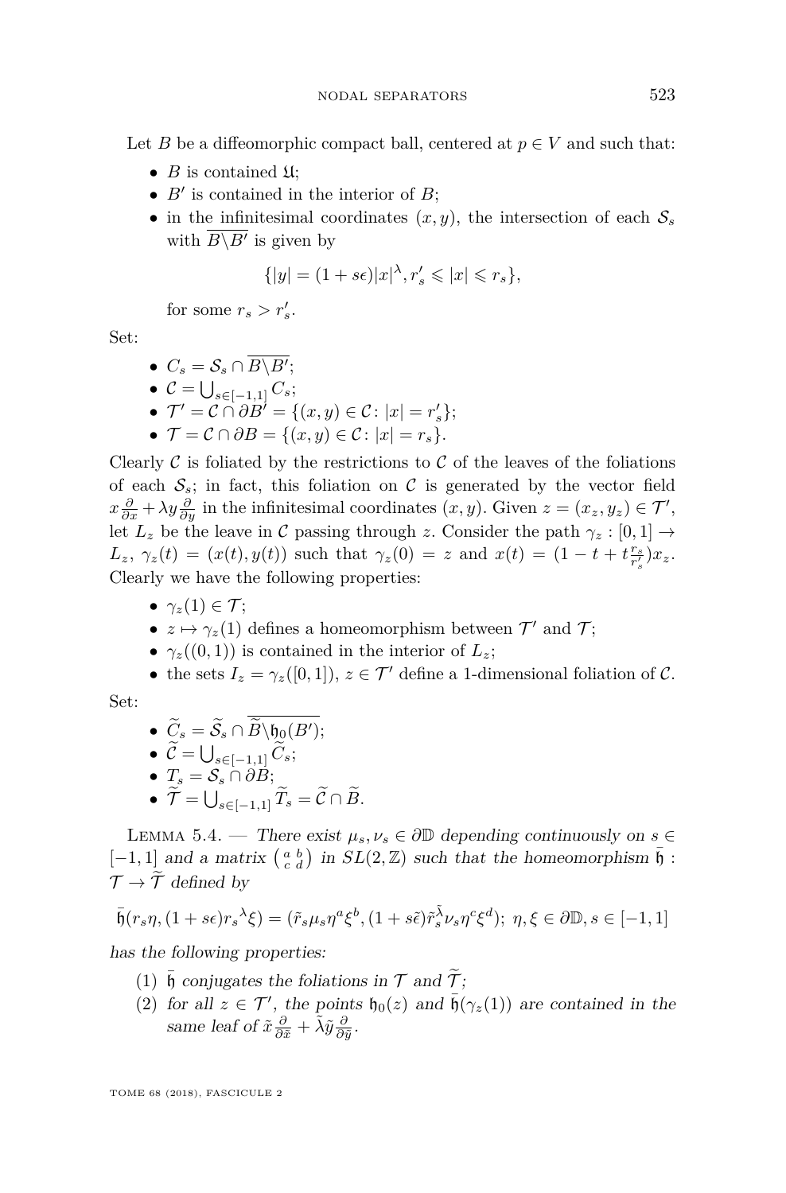Let $B$ be a diffeomorphic compact ball, centered at $p \in V$ and such that:

- $B$ is contained $\mathfrak{U}$;
- $B'$ is contained in the interior of $B$;
- in the infinitesimal coordinates $(x, y)$, the intersection of each $\mathcal{S}_s$ with $\overline{B \backslash B'}$ is given by

$$\{|y| = (1 + s\epsilon)|x|^{\lambda}, r'_s \leqslant |x| \leqslant r_s\},$$

  for some $r_s > r'_s$.

Set:

- $C_s = \mathcal{S}_s \cap \overline{B \backslash B'}$;
- $\mathcal{C} = \bigcup_{s \in [-1,1]} C_s$;
- $\mathcal{T}' = \mathcal{C} \cap \partial B' = \{(x, y) \in \mathcal{C} \colon |x| = r'_s\}$;
- $\mathcal{T} = \mathcal{C} \cap \partial B = \{(x, y) \in \mathcal{C} \colon |x| = r_s\}$.

Clearly $\mathcal{C}$ is foliated by the restrictions to $\mathcal{C}$ of the leaves of the foliations of each $\mathcal{S}_s$; in fact, this foliation on $\mathcal{C}$ is generated by the vector field $x\frac{\partial}{\partial x} + \lambda y \frac{\partial}{\partial y}$ in the infinitesimal coordinates $(x, y)$. Given $z = (x_z, y_z) \in \mathcal{T}'$, let $L_z$ be the leave in $\mathcal{C}$ passing through $z$. Consider the path $\gamma_z : [0, 1] \to L_z$, $\gamma_z(t) = (x(t), y(t))$ such that $\gamma_z(0) = z$ and $x(t) = (1 - t + t\frac{r_s}{r'_s})x_z$. Clearly we have the following properties:

- $\gamma_z(1) \in \mathcal{T}$;
- $z \mapsto \gamma_z(1)$ defines a homeomorphism between $\mathcal{T}'$ and $\mathcal{T}$;
- $\gamma_z((0, 1))$ is contained in the interior of $L_z$;
- the sets $I_z = \gamma_z([0, 1])$, $z \in \mathcal{T}'$ define a 1-dimensional foliation of $\mathcal{C}$.

Set:

- $\widetilde{C}_s = \widetilde{\mathcal{S}}_s \cap \overline{\widetilde{B} \backslash \mathfrak{h}_0(B')}$;
- $\widetilde{\mathcal{C}} = \bigcup_{s \in [-1,1]} \widetilde{C}_s$;
- $T_s = \mathcal{S}_s \cap \partial B$;
- $\widetilde{\mathcal{T}} = \bigcup_{s \in [-1,1]} \widetilde{T}_s = \widetilde{\mathcal{C}} \cap \widetilde{B}$.

Lemma 5.4. — *There exist $\mu_s, \nu_s \in \partial \mathbb{D}$ depending continuously on $s \in [-1, 1]$ and a matrix $\left(\begin{smallmatrix} a & b \\ c & d \end{smallmatrix}\right)$ in $SL(2, \mathbb{Z})$ such that the homeomorphism $\bar{\mathfrak{h}} : \mathcal{T} \to \widetilde{\mathcal{T}}$ defined by*

$$\bar{\mathfrak{h}}(r_s\eta, (1 + s\epsilon){r_s}^{\lambda}\xi) = (\tilde{r}_s\mu_s\eta^a\xi^b, (1 + s\tilde{\epsilon})\tilde{r}_s^{\tilde{\lambda}}\nu_s\eta^c\xi^d);\ \eta, \xi \in \partial\mathbb{D}, s \in [-1, 1]$$

*has the following properties:*

1. *$\bar{\mathfrak{h}}$ conjugates the foliations in $\mathcal{T}$ and $\widetilde{\mathcal{T}}$;*
2. *for all $z \in \mathcal{T}'$, the points $\mathfrak{h}_0(z)$ and $\bar{\mathfrak{h}}(\gamma_z(1))$ are contained in the same leaf of $\tilde{x}\frac{\partial}{\partial \tilde{x}} + \tilde{\lambda}\tilde{y}\frac{\partial}{\partial \tilde{y}}$.*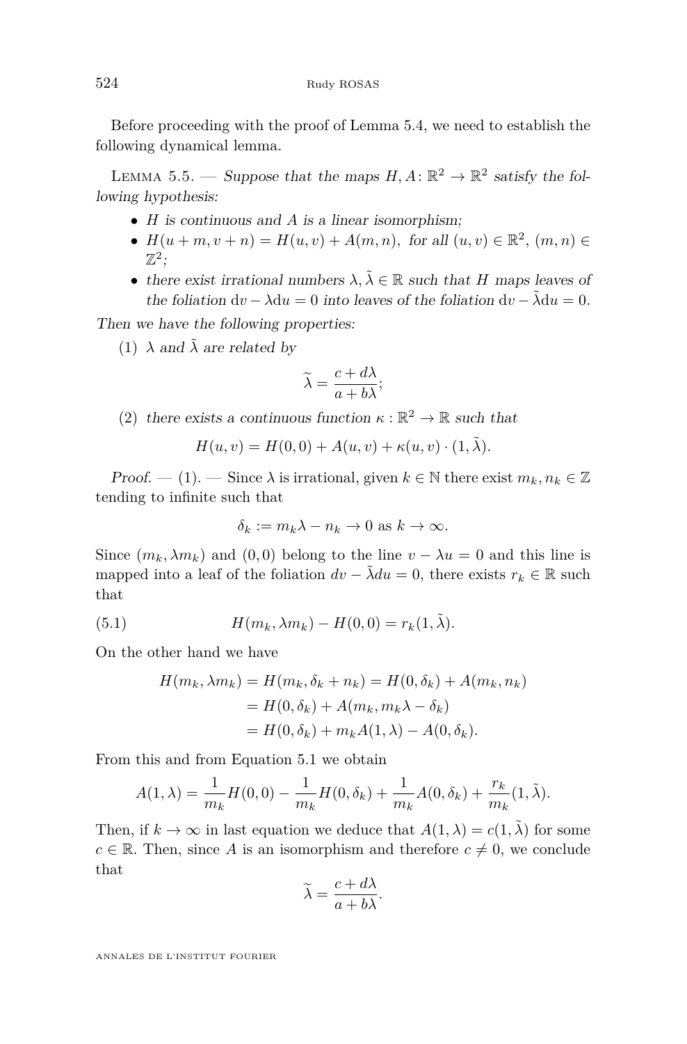Before proceeding with the proof of Lemma 5.4, we need to establish the following dynamical lemma.

Lemma 5.5. — *Suppose that the maps $H, A\colon \mathbb{R}^2 \to \mathbb{R}^2$ satisfy the following hypothesis:*

- *$H$ is continuous and $A$ is a linear isomorphism;*
- *$H(u+m, v+n) = H(u,v) + A(m,n)$, for all $(u,v) \in \mathbb{R}^2$, $(m,n) \in \mathbb{Z}^2$;*
- *there exist irrational numbers $\lambda, \tilde{\lambda} \in \mathbb{R}$ such that $H$ maps leaves of the foliation $\mathrm{d}v - \lambda \mathrm{d}u = 0$ into leaves of the foliation $\mathrm{d}v - \tilde{\lambda}\mathrm{d}u = 0$.*

*Then we have the following properties:*

(1) *$\lambda$ and $\tilde{\lambda}$ are related by*

$$\widetilde{\lambda} = \frac{c + d\lambda}{a + b\lambda};$$

(2) *there exists a continuous function $\kappa : \mathbb{R}^2 \to \mathbb{R}$ such that*

$$H(u,v) = H(0,0) + A(u,v) + \kappa(u,v) \cdot (1, \tilde{\lambda}).$$

*Proof.* — (1). — Since $\lambda$ is irrational, given $k \in \mathbb{N}$ there exist $m_k, n_k \in \mathbb{Z}$ tending to infinite such that

$$\delta_k := m_k \lambda - n_k \to 0 \text{ as } k \to \infty.$$

Since $(m_k, \lambda m_k)$ and $(0,0)$ belong to the line $v - \lambda u = 0$ and this line is mapped into a leaf of the foliation $dv - \tilde{\lambda} du = 0$, there exists $r_k \in \mathbb{R}$ such that

$$H(m_k, \lambda m_k) - H(0,0) = r_k(1, \tilde{\lambda}). \tag{5.1}$$

On the other hand we have

$$\begin{aligned} H(m_k, \lambda m_k) &= H(m_k, \delta_k + n_k) = H(0, \delta_k) + A(m_k, n_k) \\ &= H(0, \delta_k) + A(m_k, m_k \lambda - \delta_k) \\ &= H(0, \delta_k) + m_k A(1, \lambda) - A(0, \delta_k). \end{aligned}$$

From this and from Equation 5.1 we obtain

$$A(1, \lambda) = \frac{1}{m_k} H(0,0) - \frac{1}{m_k} H(0, \delta_k) + \frac{1}{m_k} A(0, \delta_k) + \frac{r_k}{m_k}(1, \tilde{\lambda}).$$

Then, if $k \to \infty$ in last equation we deduce that $A(1, \lambda) = c(1, \tilde{\lambda})$ for some $c \in \mathbb{R}$. Then, since $A$ is an isomorphism and therefore $c \neq 0$, we conclude that

$$\widetilde{\lambda} = \frac{c + d\lambda}{a + b\lambda}.$$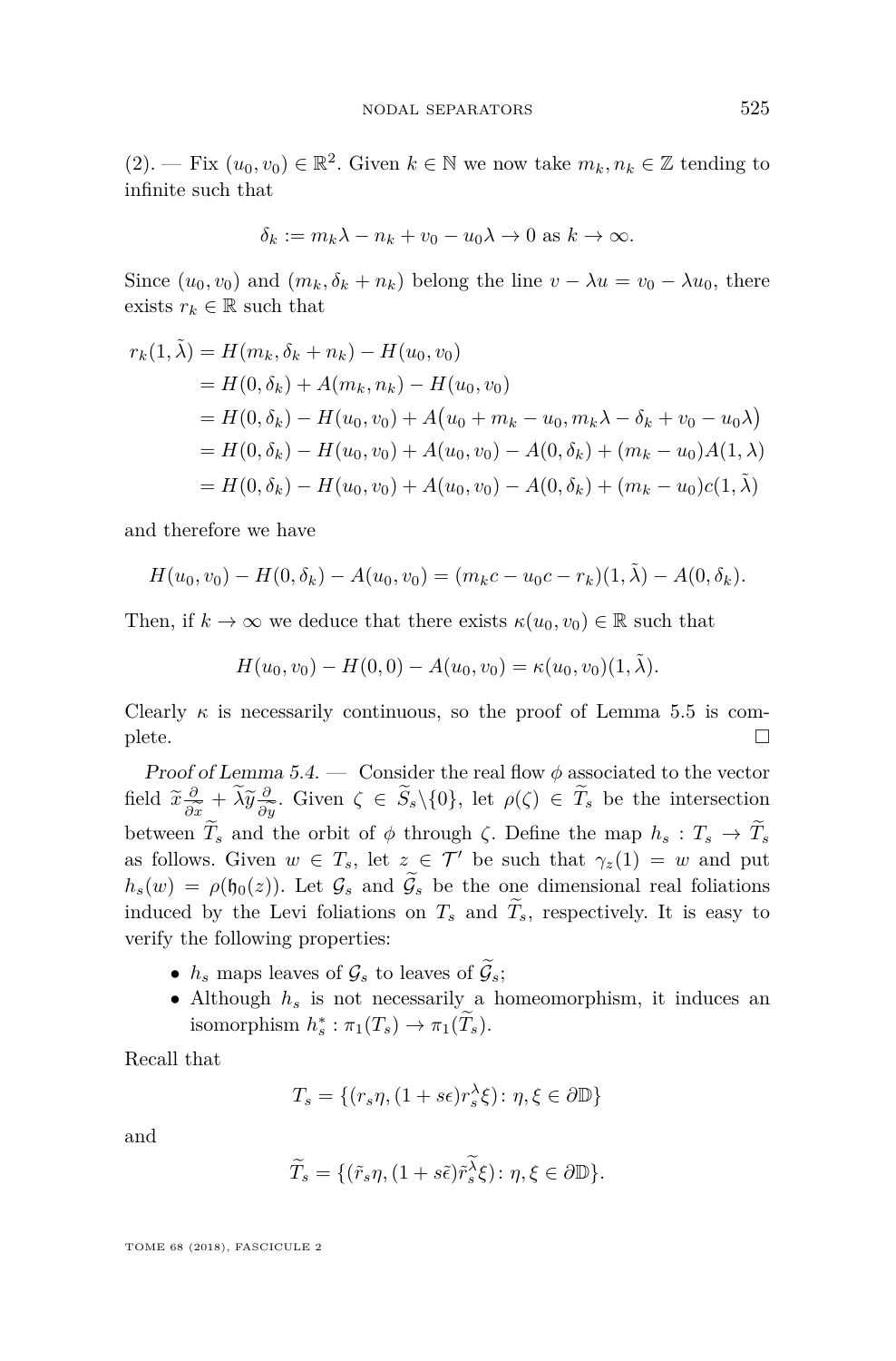(2). — Fix $(u_0, v_0) \in \mathbb{R}^2$. Given $k \in \mathbb{N}$ we now take $m_k, n_k \in \mathbb{Z}$ tending to infinite such that

$$\delta_k := m_k\lambda - n_k + v_0 - u_0\lambda \to 0 \text{ as } k \to \infty.$$

Since $(u_0, v_0)$ and $(m_k, \delta_k + n_k)$ belong the line $v - \lambda u = v_0 - \lambda u_0$, there exists $r_k \in \mathbb{R}$ such that

$$\begin{aligned}
r_k(1, \tilde{\lambda}) &= H(m_k, \delta_k + n_k) - H(u_0, v_0)\\
&= H(0, \delta_k) + A(m_k, n_k) - H(u_0, v_0)\\
&= H(0, \delta_k) - H(u_0, v_0) + A\big(u_0 + m_k - u_0, m_k\lambda - \delta_k + v_0 - u_0\lambda\big)\\
&= H(0, \delta_k) - H(u_0, v_0) + A(u_0, v_0) - A(0, \delta_k) + (m_k - u_0)A(1, \lambda)\\
&= H(0, \delta_k) - H(u_0, v_0) + A(u_0, v_0) - A(0, \delta_k) + (m_k - u_0)c(1, \tilde{\lambda})
\end{aligned}$$

and therefore we have

$$H(u_0, v_0) - H(0, \delta_k) - A(u_0, v_0) = (m_k c - u_0 c - r_k)(1, \tilde{\lambda}) - A(0, \delta_k).$$

Then, if $k \to \infty$ we deduce that there exists $\kappa(u_0, v_0) \in \mathbb{R}$ such that

$$H(u_0, v_0) - H(0, 0) - A(u_0, v_0) = \kappa(u_0, v_0)(1, \tilde{\lambda}).$$

Clearly $\kappa$ is necessarily continuous, so the proof of Lemma 5.5 is complete. □

*Proof of Lemma 5.4.* — Consider the real flow $\phi$ associated to the vector field $\widetilde{x}\frac{\partial}{\partial \widetilde{x}} + \widetilde{\lambda}\widetilde{y}\frac{\partial}{\partial \widetilde{y}}$. Given $\zeta \in \widetilde{S}_s\backslash\{0\}$, let $\rho(\zeta) \in \widetilde{T}_s$ be the intersection between $\widetilde{T}_s$ and the orbit of $\phi$ through $\zeta$. Define the map $h_s : T_s \to \widetilde{T}_s$ as follows. Given $w \in T_s$, let $z \in \mathcal{T}'$ be such that $\gamma_z(1) = w$ and put $h_s(w) = \rho(\mathfrak{h}_0(z))$. Let $\mathcal{G}_s$ and $\widetilde{\mathcal{G}}_s$ be the one dimensional real foliations induced by the Levi foliations on $T_s$ and $\widetilde{T}_s$, respectively. It is easy to verify the following properties:

- $h_s$ maps leaves of $\mathcal{G}_s$ to leaves of $\widetilde{\mathcal{G}}_s$;
- Although $h_s$ is not necessarily a homeomorphism, it induces an isomorphism $h_s^* : \pi_1(T_s) \to \pi_1(\widetilde{T}_s)$.

Recall that

$$T_s = \{(r_s\eta, (1 + s\epsilon)r_s^{\lambda}\xi) \colon \eta, \xi \in \partial\mathbb{D}\}$$

and

$$\widetilde{T}_s = \{(\tilde{r}_s\eta, (1 + s\tilde{\epsilon})\tilde{r}_s^{\widetilde{\lambda}}\xi) \colon \eta, \xi \in \partial\mathbb{D}\}.$$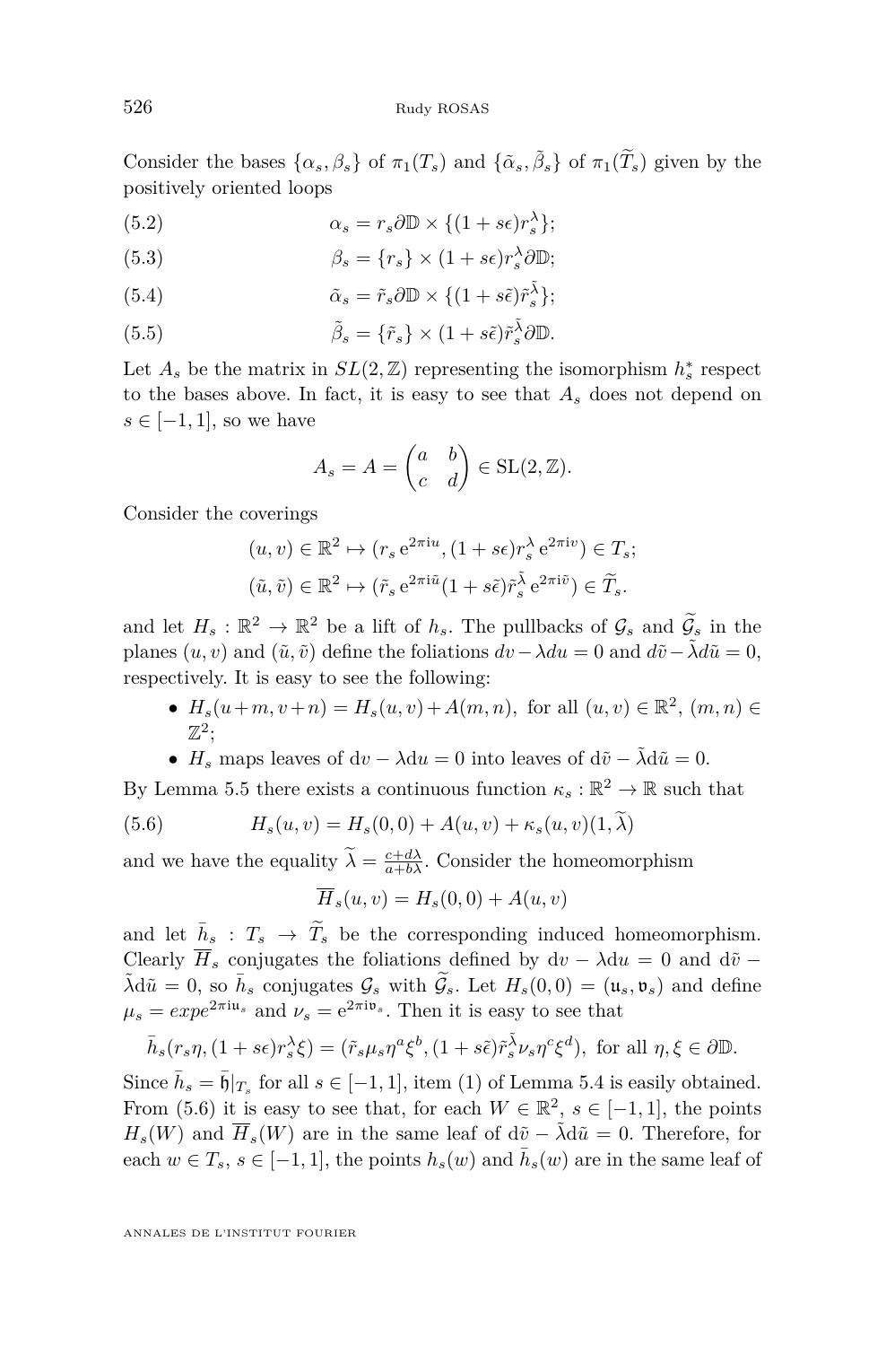Consider the bases $\{\alpha_s, \beta_s\}$ of $\pi_1(T_s)$ and $\{\tilde{\alpha}_s, \tilde{\beta}_s\}$ of $\pi_1(\widetilde{T}_s)$ given by the positively oriented loops

$$\alpha_s = r_s \partial\mathbb{D} \times \{(1+s\epsilon) r_s^{\lambda}\}; \tag{5.2}$$

$$\beta_s = \{r_s\} \times (1+s\epsilon) r_s^{\lambda} \partial\mathbb{D}; \tag{5.3}$$

$$\tilde{\alpha}_s = \tilde{r}_s \partial\mathbb{D} \times \{(1+s\tilde{\epsilon}) \tilde{r}_s^{\tilde{\lambda}}\}; \tag{5.4}$$

$$\tilde{\beta}_s = \{\tilde{r}_s\} \times (1+s\tilde{\epsilon}) \tilde{r}_s^{\tilde{\lambda}} \partial\mathbb{D}. \tag{5.5}$$

Let $A_s$ be the matrix in $SL(2,\mathbb{Z})$ representing the isomorphism $h_s^*$ respect to the bases above. In fact, it is easy to see that $A_s$ does not depend on $s \in [-1,1]$, so we have

$$A_s = A = \begin{pmatrix} a & b \\ c & d \end{pmatrix} \in \mathrm{SL}(2,\mathbb{Z}).$$

Consider the coverings

$$(u,v) \in \mathbb{R}^2 \mapsto (r_s \,\mathrm{e}^{2\pi \mathrm{i} u}, (1+s\epsilon) r_s^{\lambda} \,\mathrm{e}^{2\pi \mathrm{i} v}) \in T_s;$$

$$(\tilde{u},\tilde{v}) \in \mathbb{R}^2 \mapsto (\tilde{r}_s \,\mathrm{e}^{2\pi \mathrm{i} \tilde{u}} (1+s\tilde{\epsilon}) \tilde{r}_s^{\tilde{\lambda}} \,\mathrm{e}^{2\pi \mathrm{i} \tilde{v}}) \in \widetilde{T}_s.$$

and let $H_s : \mathbb{R}^2 \to \mathbb{R}^2$ be a lift of $h_s$. The pullbacks of $\mathcal{G}_s$ and $\widetilde{\mathcal{G}}_s$ in the planes $(u,v)$ and $(\tilde{u},\tilde{v})$ define the foliations $dv - \lambda du = 0$ and $d\tilde{v} - \tilde{\lambda} d\tilde{u} = 0$, respectively. It is easy to see the following:

- $H_s(u+m, v+n) = H_s(u,v) + A(m,n)$, for all $(u,v) \in \mathbb{R}^2$, $(m,n) \in \mathbb{Z}^2$;
- $H_s$ maps leaves of $\mathrm{d}v - \lambda \mathrm{d}u = 0$ into leaves of $\mathrm{d}\tilde{v} - \tilde{\lambda}\mathrm{d}\tilde{u} = 0$.

By Lemma 5.5 there exists a continuous function $\kappa_s : \mathbb{R}^2 \to \mathbb{R}$ such that

$$H_s(u,v) = H_s(0,0) + A(u,v) + \kappa_s(u,v)(1,\widetilde{\lambda}) \tag{5.6}$$

and we have the equality $\widetilde{\lambda} = \frac{c+d\lambda}{a+b\lambda}$. Consider the homeomorphism

$$\overline{H}_s(u,v) = H_s(0,0) + A(u,v)$$

and let $\bar{h}_s : T_s \to \widetilde{T}_s$ be the corresponding induced homeomorphism. Clearly $\overline{H}_s$ conjugates the foliations defined by $\mathrm{d}v - \lambda \mathrm{d}u = 0$ and $\mathrm{d}\tilde{v} - \tilde{\lambda}\mathrm{d}\tilde{u} = 0$, so $\bar{h}_s$ conjugates $\mathcal{G}_s$ with $\widetilde{\mathcal{G}}_s$. Let $H_s(0,0) = (\mathfrak{u}_s, \mathfrak{v}_s)$ and define $\mu_s = expe^{2\pi \mathrm{i} \mathfrak{u}_s}$ and $\nu_s = \mathrm{e}^{2\pi \mathrm{i} \mathfrak{v}_s}$. Then it is easy to see that

$$\bar{h}_s(r_s \eta, (1+s\epsilon) r_s^{\lambda} \xi) = (\tilde{r}_s \mu_s \eta^a \xi^b, (1+s\tilde{\epsilon}) \tilde{r}_s^{\tilde{\lambda}} \nu_s \eta^c \xi^d), \text{ for all } \eta, \xi \in \partial\mathbb{D}.$$

Since $\bar{h}_s = \mathfrak{h}|_{T_s}$ for all $s \in [-1,1]$, item (1) of Lemma 5.4 is easily obtained. From (5.6) it is easy to see that, for each $W \in \mathbb{R}^2$, $s \in [-1,1]$, the points $H_s(W)$ and $\overline{H}_s(W)$ are in the same leaf of $\mathrm{d}\tilde{v} - \tilde{\lambda}\mathrm{d}\tilde{u} = 0$. Therefore, for each $w \in T_s$, $s \in [-1,1]$, the points $h_s(w)$ and $\bar{h}_s(w)$ are in the same leaf of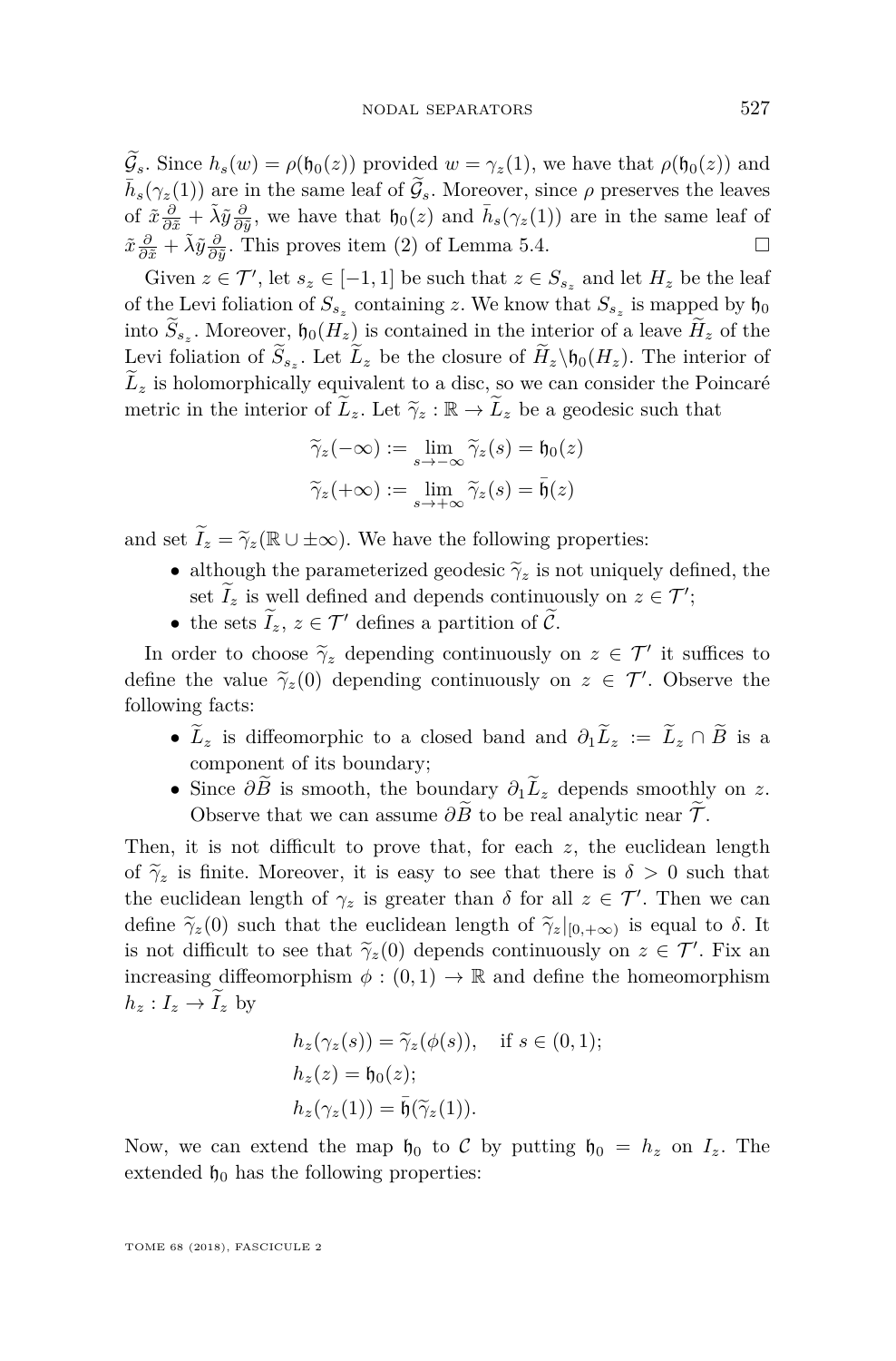$\widetilde{\mathcal{G}}_s$. Since $h_s(w) = \rho(\mathfrak{h}_0(z))$ provided $w = \gamma_z(1)$, we have that $\rho(\mathfrak{h}_0(z))$ and $\bar{h}_s(\gamma_z(1))$ are in the same leaf of $\widetilde{\mathcal{G}}_s$. Moreover, since $\rho$ preserves the leaves of $\tilde{x}\frac{\partial}{\partial \tilde{x}} + \tilde{\lambda}\tilde{y}\frac{\partial}{\partial \tilde{y}}$, we have that $\mathfrak{h}_0(z)$ and $\bar{h}_s(\gamma_z(1))$ are in the same leaf of $\tilde{x}\frac{\partial}{\partial \tilde{x}} + \tilde{\lambda}\tilde{y}\frac{\partial}{\partial \tilde{y}}$. This proves item (2) of Lemma 5.4. $\square$

Given $z \in \mathcal{T}'$, let $s_z \in [-1,1]$ be such that $z \in S_{s_z}$ and let $H_z$ be the leaf of the Levi foliation of $S_{s_z}$ containing $z$. We know that $S_{s_z}$ is mapped by $\mathfrak{h}_0$ into $\widetilde{S}_{s_z}$. Moreover, $\mathfrak{h}_0(H_z)$ is contained in the interior of a leave $\widetilde{H}_z$ of the Levi foliation of $\widetilde{S}_{s_z}$. Let $\widetilde{L}_z$ be the closure of $\widetilde{H}_z \backslash \mathfrak{h}_0(H_z)$. The interior of $\widetilde{L}_z$ is holomorphically equivalent to a disc, so we can consider the Poincaré metric in the interior of $\widetilde{L}_z$. Let $\widetilde{\gamma}_z : \mathbb{R} \to \widetilde{L}_z$ be a geodesic such that

$$\widetilde{\gamma}_z(-\infty) := \lim_{s \to -\infty} \widetilde{\gamma}_z(s) = \mathfrak{h}_0(z)$$
$$\widetilde{\gamma}_z(+\infty) := \lim_{s \to +\infty} \widetilde{\gamma}_z(s) = \bar{\mathfrak{h}}(z)$$

and set $\widetilde{I}_z = \widetilde{\gamma}_z(\mathbb{R} \cup \pm\infty)$. We have the following properties:

- although the parameterized geodesic $\widetilde{\gamma}_z$ is not uniquely defined, the set $\widetilde{I}_z$ is well defined and depends continuously on $z \in \mathcal{T}'$;
- the sets $\widetilde{I}_z$, $z \in \mathcal{T}'$ defines a partition of $\widetilde{\mathcal{C}}$.

In order to choose $\widetilde{\gamma}_z$ depending continuously on $z \in \mathcal{T}'$ it suffices to define the value $\widetilde{\gamma}_z(0)$ depending continuously on $z \in \mathcal{T}'$. Observe the following facts:

- $\widetilde{L}_z$ is diffeomorphic to a closed band and $\partial_1 \widetilde{L}_z := \widetilde{L}_z \cap \widetilde{B}$ is a component of its boundary;
- Since $\partial \widetilde{B}$ is smooth, the boundary $\partial_1 \widetilde{L}_z$ depends smoothly on $z$. Observe that we can assume $\partial \widetilde{B}$ to be real analytic near $\widetilde{\mathcal{T}}$.

Then, it is not difficult to prove that, for each $z$, the euclidean length of $\widetilde{\gamma}_z$ is finite. Moreover, it is easy to see that there is $\delta > 0$ such that the euclidean length of $\gamma_z$ is greater than $\delta$ for all $z \in \mathcal{T}'$. Then we can define $\widetilde{\gamma}_z(0)$ such that the euclidean length of $\widetilde{\gamma}_z|_{[0,+\infty)}$ is equal to $\delta$. It is not difficult to see that $\widetilde{\gamma}_z(0)$ depends continuously on $z \in \mathcal{T}'$. Fix an increasing diffeomorphism $\phi : (0,1) \to \mathbb{R}$ and define the homeomorphism $h_z : I_z \to \widetilde{I}_z$ by

$$h_z(\gamma_z(s)) = \widetilde{\gamma}_z(\phi(s)), \quad \text{if } s \in (0,1);$$
$$h_z(z) = \mathfrak{h}_0(z);$$
$$h_z(\gamma_z(1)) = \bar{\mathfrak{h}}(\widetilde{\gamma}_z(1)).$$

Now, we can extend the map $\mathfrak{h}_0$ to $\mathcal{C}$ by putting $\mathfrak{h}_0 = h_z$ on $I_z$. The extended $\mathfrak{h}_0$ has the following properties: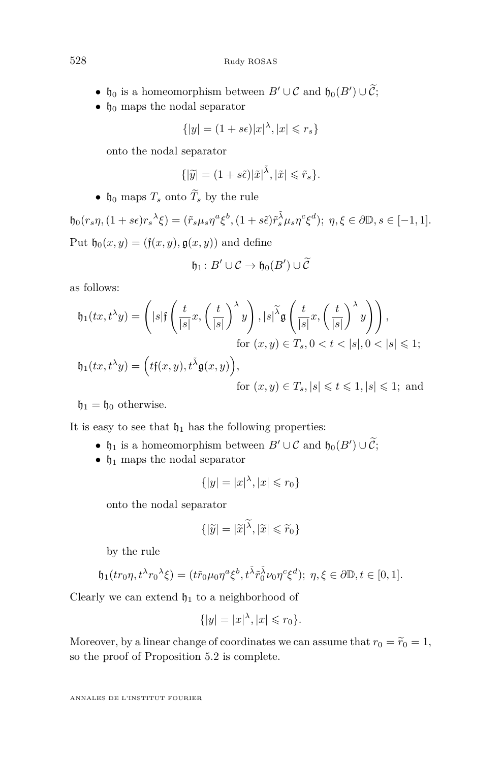- $\mathfrak{h}_0$ is a homeomorphism between $B' \cup \mathcal{C}$ and $\mathfrak{h}_0(B') \cup \widetilde{\mathcal{C}}$;
- $\mathfrak{h}_0$ maps the nodal separator

$$\{|y| = (1+s\epsilon)|x|^{\lambda}, |x| \leqslant r_s\}$$

onto the nodal separator

$$\{|\widetilde{y}| = (1+s\tilde{\epsilon})|\tilde{x}|^{\tilde{\lambda}}, |\tilde{x}| \leqslant \tilde{r}_s\}.$$

- $\mathfrak{h}_0$ maps $T_s$ onto $\widetilde{T}_s$ by the rule

$$\mathfrak{h}_0(r_s\eta, (1+s\epsilon){r_s}^{\lambda}\xi) = (\tilde{r}_s\mu_s\eta^a\xi^b, (1+s\tilde{\epsilon})\tilde{r}_s^{\tilde{\lambda}}\mu_s\eta^c\xi^d);\ \eta,\xi \in \partial\mathbb{D}, s\in[-1,1].$$

Put $\mathfrak{h}_0(x,y) = (\mathfrak{f}(x,y), \mathfrak{g}(x,y))$ and define

$$\mathfrak{h}_1 \colon B' \cup \mathcal{C} \to \mathfrak{h}_0(B') \cup \widetilde{\mathcal{C}}$$

as follows:

$$\mathfrak{h}_1(tx, t^{\lambda}y) = \left(|s|\mathfrak{f}\left(\frac{t}{|s|}x, \left(\frac{t}{|s|}\right)^{\lambda}y\right), |s|^{\widetilde{\lambda}}\mathfrak{g}\left(\frac{t}{|s|}x, \left(\frac{t}{|s|}\right)^{\lambda}y\right)\right),$$
$$\text{for } (x,y)\in T_s, 0<t<|s|, 0<|s|\leqslant 1;$$

$$\mathfrak{h}_1(tx, t^{\lambda}y) = \left(t\mathfrak{f}(x,y), t^{\tilde{\lambda}}\mathfrak{g}(x,y)\right),$$
$$\text{for } (x,y)\in T_s, |s|\leqslant t\leqslant 1, |s|\leqslant 1;\ \text{and}$$

$\mathfrak{h}_1 = \mathfrak{h}_0$ otherwise.

It is easy to see that $\mathfrak{h}_1$ has the following properties:

- $\mathfrak{h}_1$ is a homeomorphism between $B' \cup \mathcal{C}$ and $\mathfrak{h}_0(B') \cup \widetilde{\mathcal{C}}$;
- $\mathfrak{h}_1$ maps the nodal separator

$$\{|y| = |x|^{\lambda}, |x| \leqslant r_0\}$$

onto the nodal separator

$$\{|\widetilde{y}| = |\widetilde{x}|^{\widetilde{\lambda}}, |\widetilde{x}| \leqslant \widetilde{r}_0\}$$

by the rule

$$\mathfrak{h}_1(tr_0\eta, t^{\lambda}{r_0}^{\lambda}\xi) = (t\tilde{r}_0\mu_0\eta^a\xi^b, t^{\tilde{\lambda}}\tilde{r}_0^{\tilde{\lambda}}\nu_0\eta^c\xi^d);\ \eta,\xi\in\partial\mathbb{D}, t\in[0,1].$$

Clearly we can extend $\mathfrak{h}_1$ to a neighborhood of

$$\{|y| = |x|^{\lambda}, |x| \leqslant r_0\}.$$

Moreover, by a linear change of coordinates we can assume that $r_0 = \widetilde{r}_0 = 1$, so the proof of Proposition 5.2 is complete.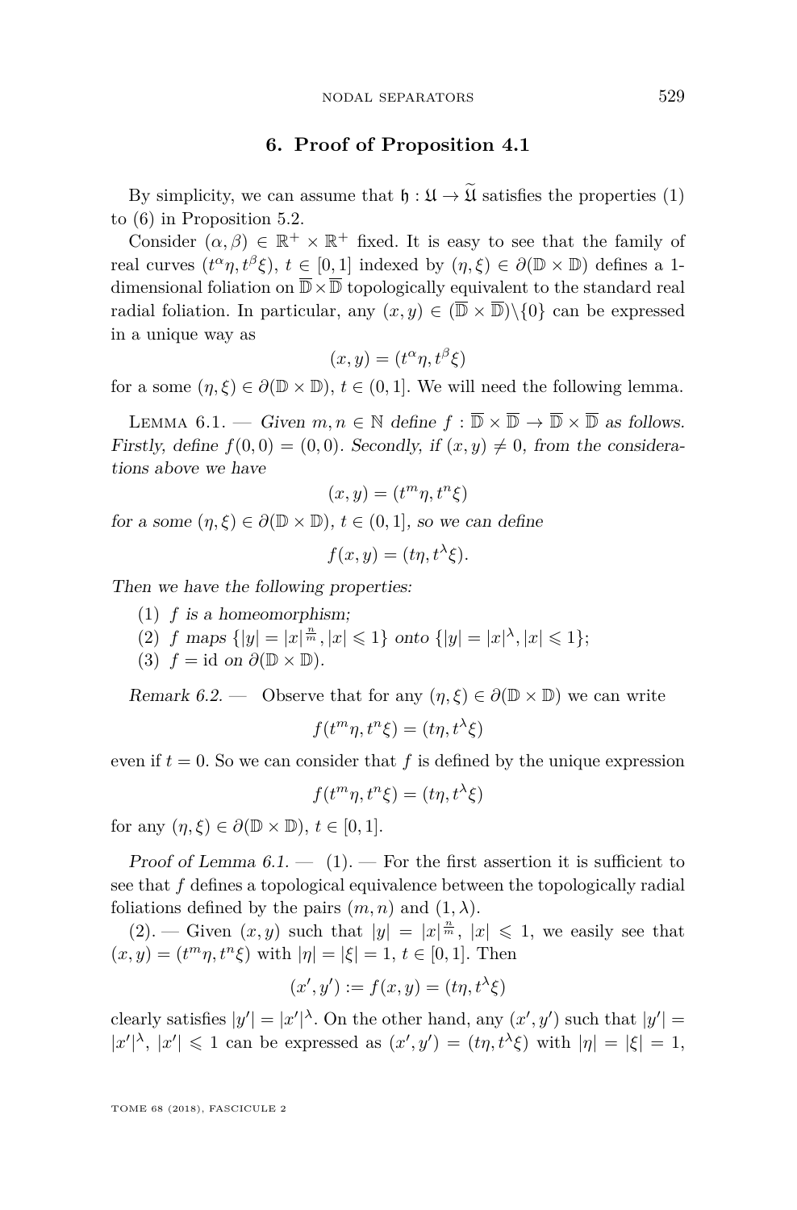## 6. Proof of Proposition 4.1

By simplicity, we can assume that $\mathfrak{h} : \mathfrak{U} \to \widetilde{\mathfrak{U}}$ satisfies the properties (1) to (6) in Proposition 5.2.

Consider $(\alpha, \beta) \in \mathbb{R}^+ \times \mathbb{R}^+$ fixed. It is easy to see that the family of real curves $(t^\alpha \eta, t^\beta \xi)$, $t \in [0,1]$ indexed by $(\eta, \xi) \in \partial(\mathbb{D} \times \mathbb{D})$ defines a 1-dimensional foliation on $\overline{\mathbb{D}} \times \overline{\mathbb{D}}$ topologically equivalent to the standard real radial foliation. In particular, any $(x,y) \in (\overline{\mathbb{D}} \times \overline{\mathbb{D}}) \backslash \{0\}$ can be expressed in a unique way as

$$(x,y) = (t^\alpha \eta, t^\beta \xi)$$

for a some $(\eta, \xi) \in \partial(\mathbb{D} \times \mathbb{D})$, $t \in (0,1]$. We will need the following lemma.

Lemma 6.1. — *Given $m, n \in \mathbb{N}$ define $f : \overline{\mathbb{D}} \times \overline{\mathbb{D}} \to \overline{\mathbb{D}} \times \overline{\mathbb{D}}$ as follows. Firstly, define $f(0,0) = (0,0)$. Secondly, if $(x,y) \neq 0$, from the considerations above we have*

$$(x,y) = (t^m \eta, t^n \xi)$$

*for a some $(\eta, \xi) \in \partial(\mathbb{D} \times \mathbb{D})$, $t \in (0,1]$, so we can define*

$$f(x,y) = (t\eta, t^\lambda \xi).$$

*Then we have the following properties:*

(1) *$f$ is a homeomorphism;*
(2) *$f$ maps $\{|y| = |x|^{\frac{n}{m}}, |x| \leqslant 1\}$ onto $\{|y| = |x|^\lambda, |x| \leqslant 1\}$;*
(3) *$f = \mathrm{id}$ on $\partial(\mathbb{D} \times \mathbb{D})$.*

*Remark 6.2.* — Observe that for any $(\eta, \xi) \in \partial(\mathbb{D} \times \mathbb{D})$ we can write

$$f(t^m \eta, t^n \xi) = (t\eta, t^\lambda \xi)$$

even if $t = 0$. So we can consider that $f$ is defined by the unique expression

$$f(t^m \eta, t^n \xi) = (t\eta, t^\lambda \xi)$$

for any $(\eta, \xi) \in \partial(\mathbb{D} \times \mathbb{D})$, $t \in [0,1]$.

*Proof of Lemma 6.1.* — (1). — For the first assertion it is sufficient to see that $f$ defines a topological equivalence between the topologically radial foliations defined by the pairs $(m,n)$ and $(1,\lambda)$.

(2). — Given $(x,y)$ such that $|y| = |x|^{\frac{n}{m}}$, $|x| \leqslant 1$, we easily see that $(x,y) = (t^m \eta, t^n \xi)$ with $|\eta| = |\xi| = 1$, $t \in [0,1]$. Then

$$(x', y') := f(x,y) = (t\eta, t^\lambda \xi)$$

clearly satisfies $|y'| = |x'|^\lambda$. On the other hand, any $(x', y')$ such that $|y'| = |x'|^\lambda$, $|x'| \leqslant 1$ can be expressed as $(x', y') = (t\eta, t^\lambda \xi)$ with $|\eta| = |\xi| = 1$,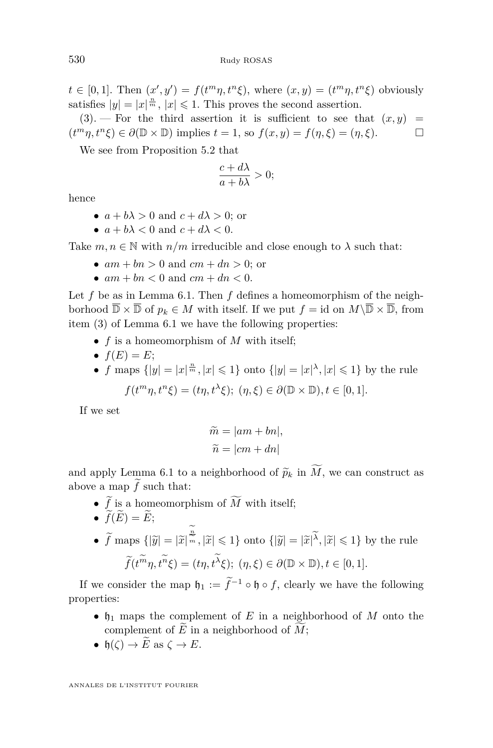$t \in [0,1]$. Then $(x', y') = f(t^m\eta, t^n\xi)$, where $(x,y) = (t^m\eta, t^n\xi)$ obviously satisfies $|y| = |x|^{\frac{n}{m}}$, $|x| \leqslant 1$. This proves the second assertion.

(3). — For the third assertion it is sufficient to see that $(x,y) = (t^m\eta, t^n\xi) \in \partial(\mathbb{D} \times \mathbb{D})$ implies $t = 1$, so $f(x,y) = f(\eta,\xi) = (\eta,\xi)$. □

We see from Proposition 5.2 that

$$\frac{c + d\lambda}{a + b\lambda} > 0;$$

hence

- $a + b\lambda > 0$ and $c + d\lambda > 0$; or
- $a + b\lambda < 0$ and $c + d\lambda < 0$.

Take $m, n \in \mathbb{N}$ with $n/m$ irreducible and close enough to $\lambda$ such that:

- $am + bn > 0$ and $cm + dn > 0$; or
- $am + bn < 0$ and $cm + dn < 0$.

Let $f$ be as in Lemma 6.1. Then $f$ defines a homeomorphism of the neighborhood $\overline{\mathbb{D}} \times \overline{\mathbb{D}}$ of $p_k \in M$ with itself. If we put $f = \mathrm{id}$ on $M \backslash \overline{\mathbb{D}} \times \overline{\mathbb{D}}$, from item (3) of Lemma 6.1 we have the following properties:

- $f$ is a homeomorphism of $M$ with itself;
- $f(E) = E$;
- $f$ maps $\{|y| = |x|^{\frac{n}{m}}, |x| \leqslant 1\}$ onto $\{|y| = |x|^{\lambda}, |x| \leqslant 1\}$ by the rule
$$f(t^m\eta, t^n\xi) = (t\eta, t^{\lambda}\xi);\ (\eta,\xi) \in \partial(\mathbb{D} \times \mathbb{D}), t \in [0,1].$$

If we set

$$\widetilde{m} = |am + bn|,$$
$$\widetilde{n} = |cm + dn|$$

and apply Lemma 6.1 to a neighborhood of $\widetilde{p}_k$ in $\widetilde{M}$, we can construct as above a map $\widetilde{f}$ such that:

- $\widetilde{f}$ is a homeomorphism of $\widetilde{M}$ with itself;
- $\widetilde{f}(\widetilde{E}) = \widetilde{E}$;
- $\widetilde{f}$ maps $\{|\widetilde{y}| = |\widetilde{x}|^{\frac{\widetilde{n}}{\widetilde{m}}}, |\widetilde{x}| \leqslant 1\}$ onto $\{|\widetilde{y}| = |\widetilde{x}|^{\widetilde{\lambda}}, |\widetilde{x}| \leqslant 1\}$ by the rule
$$\widetilde{f}(t^{\widetilde{m}}\eta, t^{\widetilde{n}}\xi) = (t\eta, t^{\widetilde{\lambda}}\xi);\ (\eta,\xi) \in \partial(\mathbb{D} \times \mathbb{D}), t \in [0,1].$$

If we consider the map $\mathfrak{h}_1 := \widetilde{f}^{-1} \circ \mathfrak{h} \circ f$, clearly we have the following properties:

- $\mathfrak{h}_1$ maps the complement of $E$ in a neighborhood of $M$ onto the complement of $\widetilde{E}$ in a neighborhood of $\widetilde{M}$;
- $\mathfrak{h}(\zeta) \to \widetilde{E}$ as $\zeta \to E$.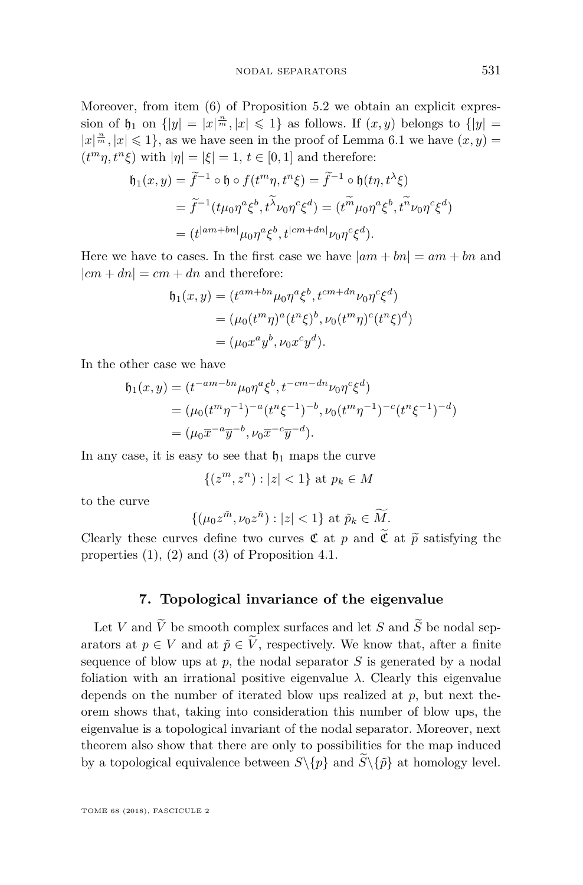Moreover, from item (6) of Proposition 5.2 we obtain an explicit expression of $\mathfrak{h}_1$ on $\{|y| = |x|^{\frac{n}{m}}, |x| \leqslant 1\}$ as follows. If $(x,y)$ belongs to $\{|y| = |x|^{\frac{n}{m}}, |x| \leqslant 1\}$, as we have seen in the proof of Lemma 6.1 we have $(x,y) = (t^m\eta, t^n\xi)$ with $|\eta| = |\xi| = 1$, $t \in [0,1]$ and therefore:

$$
\begin{aligned}
\mathfrak{h}_1(x,y) &= \widetilde{f}^{-1} \circ \mathfrak{h} \circ f(t^m\eta, t^n\xi) = \widetilde{f}^{-1} \circ \mathfrak{h}(t\eta, t^{\lambda}\xi) \\
&= \widetilde{f}^{-1}(t\mu_0\eta^a\xi^b, t^{\widetilde{\lambda}}\nu_0\eta^c\xi^d) = (t^{\widetilde{m}}\mu_0\eta^a\xi^b, t^{\widetilde{n}}\nu_0\eta^c\xi^d) \\
&= (t^{|am+bn|}\mu_0\eta^a\xi^b, t^{|cm+dn|}\nu_0\eta^c\xi^d).
\end{aligned}
$$

Here we have to cases. In the first case we have $|am+bn| = am+bn$ and $|cm+dn| = cm+dn$ and therefore:

$$
\begin{aligned}
\mathfrak{h}_1(x,y) &= (t^{am+bn}\mu_0\eta^a\xi^b, t^{cm+dn}\nu_0\eta^c\xi^d) \\
&= (\mu_0(t^m\eta)^a(t^n\xi)^b, \nu_0(t^m\eta)^c(t^n\xi)^d) \\
&= (\mu_0 x^a y^b, \nu_0 x^c y^d).
\end{aligned}
$$

In the other case we have

$$
\begin{aligned}
\mathfrak{h}_1(x,y) &= (t^{-am-bn}\mu_0\eta^a\xi^b, t^{-cm-dn}\nu_0\eta^c\xi^d) \\
&= (\mu_0(t^m\eta^{-1})^{-a}(t^n\xi^{-1})^{-b}, \nu_0(t^m\eta^{-1})^{-c}(t^n\xi^{-1})^{-d}) \\
&= (\mu_0\overline{x}^{-a}\overline{y}^{-b}, \nu_0\overline{x}^{-c}\overline{y}^{-d}).
\end{aligned}
$$

In any case, it is easy to see that $\mathfrak{h}_1$ maps the curve

$$\{(z^m, z^n) : |z| < 1\} \text{ at } p_k \in M$$

to the curve

$$\{(\mu_0 z^{\tilde{m}}, \nu_0 z^{\tilde{n}}) : |z| < 1\} \text{ at } \tilde{p}_k \in \widetilde{M}.$$

Clearly these curves define two curves $\mathfrak{C}$ at $p$ and $\widetilde{\mathfrak{C}}$ at $\widetilde{p}$ satisfying the properties (1), (2) and (3) of Proposition 4.1.

## 7. Topological invariance of the eigenvalue

Let $V$ and $\widetilde{V}$ be smooth complex surfaces and let $S$ and $\widetilde{S}$ be nodal separators at $p \in V$ and at $\tilde{p} \in \widetilde{V}$, respectively. We know that, after a finite sequence of blow ups at $p$, the nodal separator $S$ is generated by a nodal foliation with an irrational positive eigenvalue $\lambda$. Clearly this eigenvalue depends on the number of iterated blow ups realized at $p$, but next theorem shows that, taking into consideration this number of blow ups, the eigenvalue is a topological invariant of the nodal separator. Moreover, next theorem also show that there are only to possibilities for the map induced by a topological equivalence between $S\backslash\{p\}$ and $\widetilde{S}\backslash\{\tilde{p}\}$ at homology level.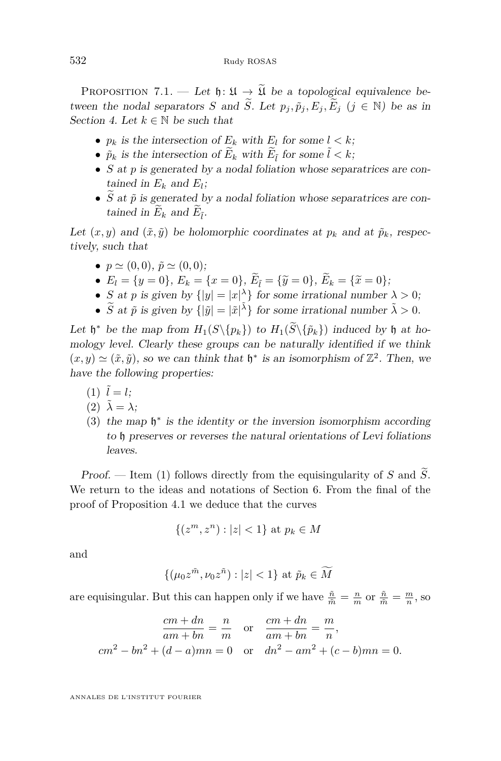Proposition 7.1. — *Let $\mathfrak{h}\colon \mathfrak{U} \to \widetilde{\mathfrak{U}}$ be a topological equivalence between the nodal separators $S$ and $\widetilde{S}$. Let $p_j, \tilde{p}_j, E_j, \widetilde{E}_j$ ($j \in \mathbb{N}$) be as in Section 4. Let $k \in \mathbb{N}$ be such that*

- *$p_k$ is the intersection of $E_k$ with $E_l$ for some $l < k$;*
- *$\tilde{p}_k$ is the intersection of $\widetilde{E}_k$ with $\widetilde{E}_{\tilde{l}}$ for some $\tilde{l} < k$;*
- *$S$ at $p$ is generated by a nodal foliation whose separatrices are contained in $E_k$ and $E_l$;*
- *$\widetilde{S}$ at $\tilde{p}$ is generated by a nodal foliation whose separatrices are contained in $\widetilde{E}_k$ and $\widetilde{E}_{\tilde{l}}$.*

*Let $(x, y)$ and $(\tilde{x}, \tilde{y})$ be holomorphic coordinates at $p_k$ and at $\tilde{p}_k$, respectively, such that*

- *$p \simeq (0,0)$, $\tilde{p} \simeq (0,0)$;*
- *$E_l = \{y = 0\}$, $E_k = \{x = 0\}$, $\widetilde{E}_{\tilde{l}} = \{\tilde{y} = 0\}$, $\widetilde{E}_k = \{\tilde{x} = 0\}$;*
- *$S$ at $p$ is given by $\{|y| = |x|^{\lambda}\}$ for some irrational number $\lambda > 0$;*
- *$\widetilde{S}$ at $\tilde{p}$ is given by $\{|\tilde{y}| = |\tilde{x}|^{\tilde{\lambda}}\}$ for some irrational number $\tilde{\lambda} > 0$.*

*Let $\mathfrak{h}^*$ be the map from $H_1(S\backslash\{p_k\})$ to $H_1(\widetilde{S}\backslash\{\tilde{p}_k\})$ induced by $\mathfrak{h}$ at homology level. Clearly these groups can be naturally identified if we think $(x, y) \simeq (\tilde{x}, \tilde{y})$, so we can think that $\mathfrak{h}^*$ is an isomorphism of $\mathbb{Z}^2$. Then, we have the following properties:*

1. *$\tilde{l} = l$;*
2. *$\tilde{\lambda} = \lambda$;*
3. *the map $\mathfrak{h}^*$ is the identity or the inversion isomorphism according to $\mathfrak{h}$ preserves or reverses the natural orientations of Levi foliations leaves.*

*Proof.* — Item (1) follows directly from the equisingularity of $S$ and $\widetilde{S}$. We return to the ideas and notations of Section 6. From the final of the proof of Proposition 4.1 we deduce that the curves

$$\{(z^m, z^n) : |z| < 1\} \text{ at } p_k \in M$$

and

$$\{(\mu_0 z^{\tilde{m}}, \nu_0 z^{\tilde{n}}) : |z| < 1\} \text{ at } \tilde{p}_k \in \widetilde{M}$$

are equisingular. But this can happen only if we have $\frac{\tilde{n}}{\tilde{m}} = \frac{n}{m}$ or $\frac{\tilde{n}}{\tilde{m}} = \frac{m}{n}$, so

$$\frac{cm + dn}{am + bn} = \frac{n}{m} \quad \text{or} \quad \frac{cm + dn}{am + bn} = \frac{m}{n},$$
$$cm^2 - bn^2 + (d - a)mn = 0 \quad \text{or} \quad dn^2 - am^2 + (c - b)mn = 0.$$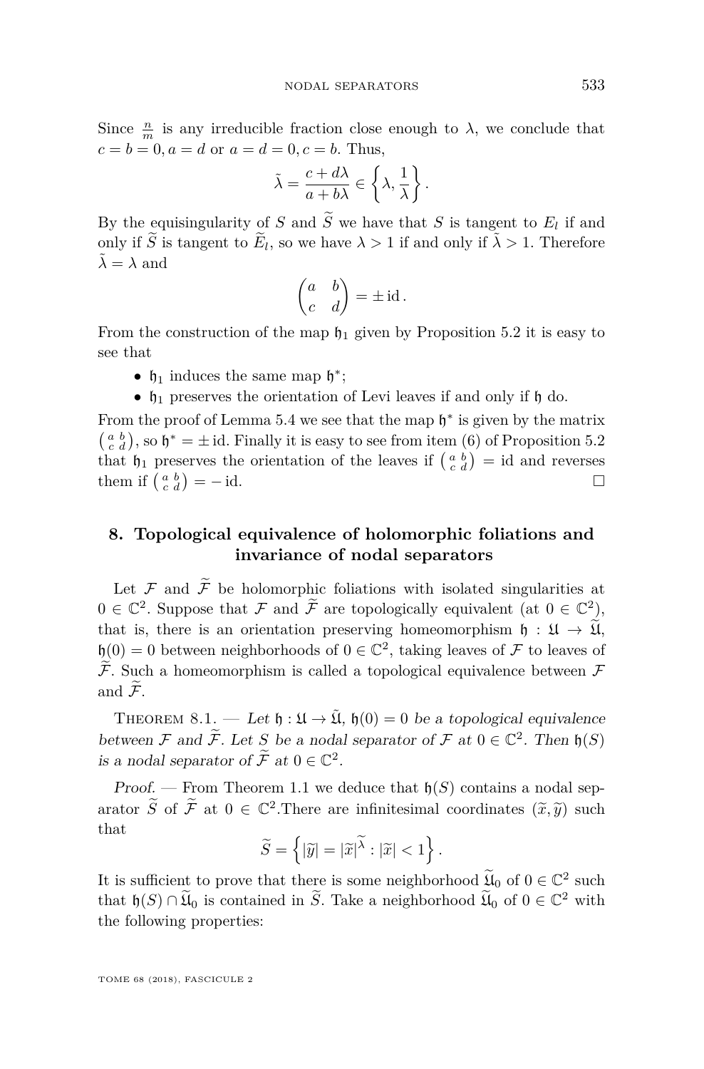Since $\frac{n}{m}$ is any irreducible fraction close enough to $\lambda$, we conclude that $c = b = 0, a = d$ or $a = d = 0, c = b$. Thus,

$$\tilde{\lambda} = \frac{c + d\lambda}{a + b\lambda} \in \left\{\lambda, \frac{1}{\lambda}\right\}.$$

By the equisingularity of $S$ and $\widetilde{S}$ we have that $S$ is tangent to $E_l$ if and only if $\widetilde{S}$ is tangent to $\widetilde{E}_l$, so we have $\lambda > 1$ if and only if $\tilde{\lambda} > 1$. Therefore $\tilde{\lambda} = \lambda$ and

$$\begin{pmatrix} a & b \\ c & d \end{pmatrix} = \pm \operatorname{id}.$$

From the construction of the map $\mathfrak{h}_1$ given by Proposition 5.2 it is easy to see that

- $\mathfrak{h}_1$ induces the same map $\mathfrak{h}^*$;
- $\mathfrak{h}_1$ preserves the orientation of Levi leaves if and only if $\mathfrak{h}$ do.

From the proof of Lemma 5.4 we see that the map $\mathfrak{h}^*$ is given by the matrix $\left(\begin{smallmatrix} a & b \\ c & d \end{smallmatrix}\right)$, so $\mathfrak{h}^* = \pm \operatorname{id}$. Finally it is easy to see from item (6) of Proposition 5.2 that $\mathfrak{h}_1$ preserves the orientation of the leaves if $\left(\begin{smallmatrix} a & b \\ c & d \end{smallmatrix}\right) = \operatorname{id}$ and reverses them if $\left(\begin{smallmatrix} a & b \\ c & d \end{smallmatrix}\right) = -\operatorname{id}$. □

## 8. Topological equivalence of holomorphic foliations and invariance of nodal separators

Let $\mathcal{F}$ and $\widetilde{\mathcal{F}}$ be holomorphic foliations with isolated singularities at $0 \in \mathbb{C}^2$. Suppose that $\mathcal{F}$ and $\widetilde{\mathcal{F}}$ are topologically equivalent (at $0 \in \mathbb{C}^2$), that is, there is an orientation preserving homeomorphism $\mathfrak{h} : \mathfrak{U} \to \widetilde{\mathfrak{U}}$, $\mathfrak{h}(0) = 0$ between neighborhoods of $0 \in \mathbb{C}^2$, taking leaves of $\mathcal{F}$ to leaves of $\widetilde{\mathcal{F}}$. Such a homeomorphism is called a topological equivalence between $\mathcal{F}$ and $\widetilde{\mathcal{F}}$.

Theorem 8.1. — *Let $\mathfrak{h} : \mathfrak{U} \to \tilde{\mathfrak{U}}$, $\mathfrak{h}(0) = 0$ be a topological equivalence between $\mathcal{F}$ and $\widetilde{\mathcal{F}}$. Let $S$ be a nodal separator of $\mathcal{F}$ at $0 \in \mathbb{C}^2$. Then $\mathfrak{h}(S)$ is a nodal separator of $\widetilde{\mathcal{F}}$ at $0 \in \mathbb{C}^2$.*

*Proof.* — From Theorem 1.1 we deduce that $\mathfrak{h}(S)$ contains a nodal separator $\widetilde{S}$ of $\widetilde{\mathcal{F}}$ at $0 \in \mathbb{C}^2$.There are infinitesimal coordinates $(\widetilde{x}, \widetilde{y})$ such that

$$\widetilde{S} = \left\{ |\widetilde{y}| = |\widetilde{x}|^{\widetilde{\lambda}} : |\widetilde{x}| < 1 \right\}.$$

It is sufficient to prove that there is some neighborhood $\widetilde{\mathfrak{U}}_0$ of $0 \in \mathbb{C}^2$ such that $\mathfrak{h}(S) \cap \widetilde{\mathfrak{U}}_0$ is contained in $\widetilde{S}$. Take a neighborhood $\widetilde{\mathfrak{U}}_0$ of $0 \in \mathbb{C}^2$ with the following properties: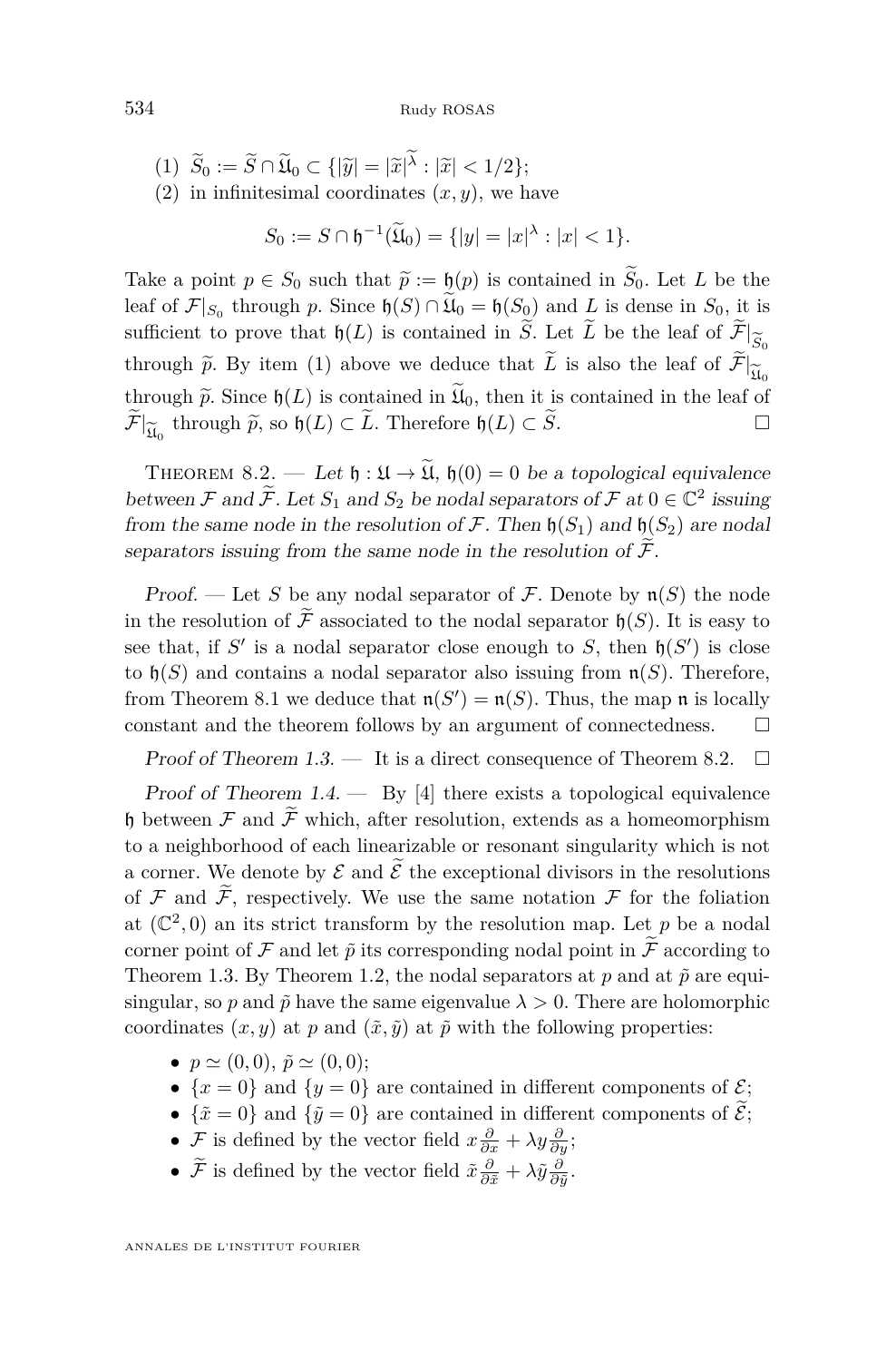(1) $\widetilde{S}_0 := \widetilde{S} \cap \widetilde{\mathfrak{U}}_0 \subset \{|\widetilde{y}| = |\widetilde{x}|^{\widetilde{\lambda}} : |\widetilde{x}| < 1/2\}$;
(2) in infinitesimal coordinates $(x, y)$, we have

$$S_0 := S \cap \mathfrak{h}^{-1}(\widetilde{\mathfrak{U}}_0) = \{|y| = |x|^{\lambda} : |x| < 1\}.$$

Take a point $p \in S_0$ such that $\widetilde{p} := \mathfrak{h}(p)$ is contained in $\widetilde{S}_0$. Let $L$ be the leaf of $\mathcal{F}|_{S_0}$ through $p$. Since $\mathfrak{h}(S) \cap \widetilde{\mathfrak{U}}_0 = \mathfrak{h}(S_0)$ and $L$ is dense in $S_0$, it is sufficient to prove that $\mathfrak{h}(L)$ is contained in $\widetilde{S}$. Let $\widetilde{L}$ be the leaf of $\widetilde{\mathcal{F}}|_{\widetilde{S}_0}$ through $\widetilde{p}$. By item (1) above we deduce that $\widetilde{L}$ is also the leaf of $\widetilde{\mathcal{F}}|_{\widetilde{\mathfrak{U}}_0}$ through $\widetilde{p}$. Since $\mathfrak{h}(L)$ is contained in $\widetilde{\mathfrak{U}}_0$, then it is contained in the leaf of $\widetilde{\mathcal{F}}|_{\widetilde{\mathfrak{U}}_0}$ through $\widetilde{p}$, so $\mathfrak{h}(L) \subset \widetilde{L}$. Therefore $\mathfrak{h}(L) \subset \widetilde{S}$. □

Theorem 8.2. — *Let $\mathfrak{h} : \mathfrak{U} \to \widetilde{\mathfrak{U}}$, $\mathfrak{h}(0) = 0$ be a topological equivalence between $\mathcal{F}$ and $\widetilde{\mathcal{F}}$. Let $S_1$ and $S_2$ be nodal separators of $\mathcal{F}$ at $0 \in \mathbb{C}^2$ issuing from the same node in the resolution of $\mathcal{F}$. Then $\mathfrak{h}(S_1)$ and $\mathfrak{h}(S_2)$ are nodal separators issuing from the same node in the resolution of $\widetilde{\mathcal{F}}$.*

*Proof.* — Let $S$ be any nodal separator of $\mathcal{F}$. Denote by $\mathfrak{n}(S)$ the node in the resolution of $\widetilde{\mathcal{F}}$ associated to the nodal separator $\mathfrak{h}(S)$. It is easy to see that, if $S'$ is a nodal separator close enough to $S$, then $\mathfrak{h}(S')$ is close to $\mathfrak{h}(S)$ and contains a nodal separator also issuing from $\mathfrak{n}(S)$. Therefore, from Theorem 8.1 we deduce that $\mathfrak{n}(S') = \mathfrak{n}(S)$. Thus, the map $\mathfrak{n}$ is locally constant and the theorem follows by an argument of connectedness. □

*Proof of Theorem 1.3.* — It is a direct consequence of Theorem 8.2. □

*Proof of Theorem 1.4.* — By [4] there exists a topological equivalence $\mathfrak{h}$ between $\mathcal{F}$ and $\widetilde{\mathcal{F}}$ which, after resolution, extends as a homeomorphism to a neighborhood of each linearizable or resonant singularity which is not a corner. We denote by $\mathcal{E}$ and $\widetilde{\mathcal{E}}$ the exceptional divisors in the resolutions of $\mathcal{F}$ and $\widetilde{\mathcal{F}}$, respectively. We use the same notation $\mathcal{F}$ for the foliation at $(\mathbb{C}^2, 0)$ an its strict transform by the resolution map. Let $p$ be a nodal corner point of $\mathcal{F}$ and let $\tilde{p}$ its corresponding nodal point in $\widetilde{\mathcal{F}}$ according to Theorem 1.3. By Theorem 1.2, the nodal separators at $p$ and at $\tilde{p}$ are equisingular, so $p$ and $\tilde{p}$ have the same eigenvalue $\lambda > 0$. There are holomorphic coordinates $(x, y)$ at $p$ and $(\tilde{x}, \tilde{y})$ at $\tilde{p}$ with the following properties:

- $p \simeq (0, 0)$, $\tilde{p} \simeq (0, 0)$;
- $\{x = 0\}$ and $\{y = 0\}$ are contained in different components of $\mathcal{E}$;
- $\{\tilde{x} = 0\}$ and $\{\tilde{y} = 0\}$ are contained in different components of $\widetilde{\mathcal{E}}$;
- $\mathcal{F}$ is defined by the vector field $x\frac{\partial}{\partial x} + \lambda y \frac{\partial}{\partial y}$;
- $\widetilde{\mathcal{F}}$ is defined by the vector field $\tilde{x}\frac{\partial}{\partial \tilde{x}} + \lambda \tilde{y} \frac{\partial}{\partial \tilde{y}}$.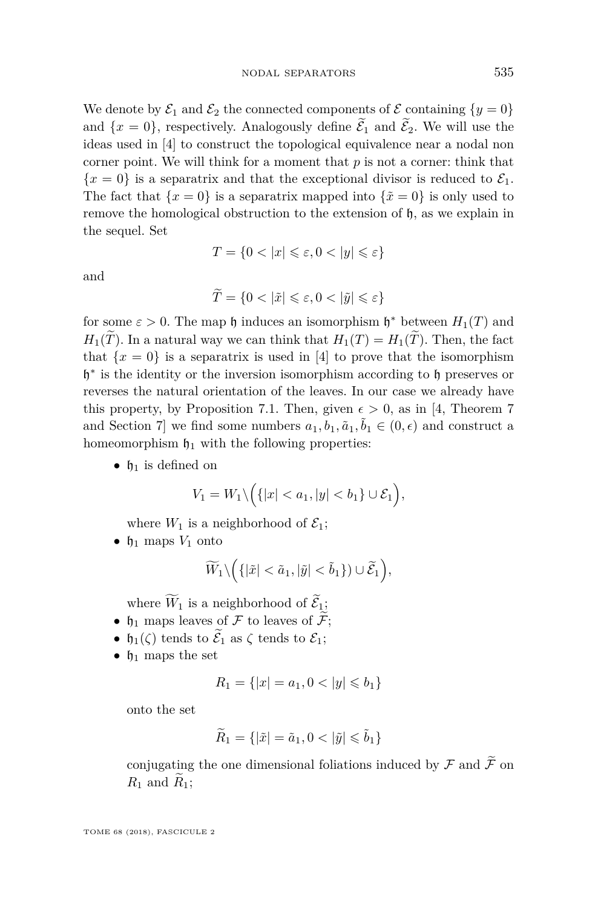We denote by $\mathcal{E}_1$ and $\mathcal{E}_2$ the connected components of $\mathcal{E}$ containing $\{y = 0\}$ and $\{x = 0\}$, respectively. Analogously define $\widetilde{\mathcal{E}}_1$ and $\widetilde{\mathcal{E}}_2$. We will use the ideas used in [4] to construct the topological equivalence near a nodal non corner point. We will think for a moment that $p$ is not a corner: think that $\{x = 0\}$ is a separatrix and that the exceptional divisor is reduced to $\mathcal{E}_1$. The fact that $\{x = 0\}$ is a separatrix mapped into $\{\tilde{x} = 0\}$ is only used to remove the homological obstruction to the extension of $\mathfrak{h}$, as we explain in the sequel. Set

$$T = \{0 < |x| \leqslant \varepsilon, 0 < |y| \leqslant \varepsilon\}$$

and

$$\widetilde{T} = \{0 < |\tilde{x}| \leqslant \varepsilon, 0 < |\tilde{y}| \leqslant \varepsilon\}$$

for some $\varepsilon > 0$. The map $\mathfrak{h}$ induces an isomorphism $\mathfrak{h}^*$ between $H_1(T)$ and $H_1(\widetilde{T})$. In a natural way we can think that $H_1(T) = H_1(\widetilde{T})$. Then, the fact that $\{x = 0\}$ is a separatrix is used in [4] to prove that the isomorphism $\mathfrak{h}^*$ is the identity or the inversion isomorphism according to $\mathfrak{h}$ preserves or reverses the natural orientation of the leaves. In our case we already have this property, by Proposition 7.1. Then, given $\epsilon > 0$, as in [4, Theorem 7 and Section 7] we find some numbers $a_1, b_1, \tilde{a}_1, \tilde{b}_1 \in (0, \epsilon)$ and construct a homeomorphism $\mathfrak{h}_1$ with the following properties:

- $\mathfrak{h}_1$ is defined on
$$V_1 = W_1 \backslash \Big( \{|x| < a_1, |y| < b_1\} \cup \mathcal{E}_1 \Big),$$
where $W_1$ is a neighborhood of $\mathcal{E}_1$;
- $\mathfrak{h}_1$ maps $V_1$ onto
$$\widetilde{W}_1 \backslash \Big( \{|\tilde{x}| < \tilde{a}_1, |\tilde{y}| < \tilde{b}_1\}) \cup \widetilde{\mathcal{E}}_1 \Big),$$
where $\widetilde{W}_1$ is a neighborhood of $\widetilde{\mathcal{E}}_1$;
- $\mathfrak{h}_1$ maps leaves of $\mathcal{F}$ to leaves of $\widetilde{\mathcal{F}}$;
- $\mathfrak{h}_1(\zeta)$ tends to $\widetilde{\mathcal{E}}_1$ as $\zeta$ tends to $\mathcal{E}_1$;
- $\mathfrak{h}_1$ maps the set
$$R_1 = \{|x| = a_1, 0 < |y| \leqslant b_1\}$$
onto the set
$$\widetilde{R}_1 = \{|\tilde{x}| = \tilde{a}_1, 0 < |\tilde{y}| \leqslant \tilde{b}_1\}$$
conjugating the one dimensional foliations induced by $\mathcal{F}$ and $\widetilde{\mathcal{F}}$ on $R_1$ and $\widetilde{R}_1$;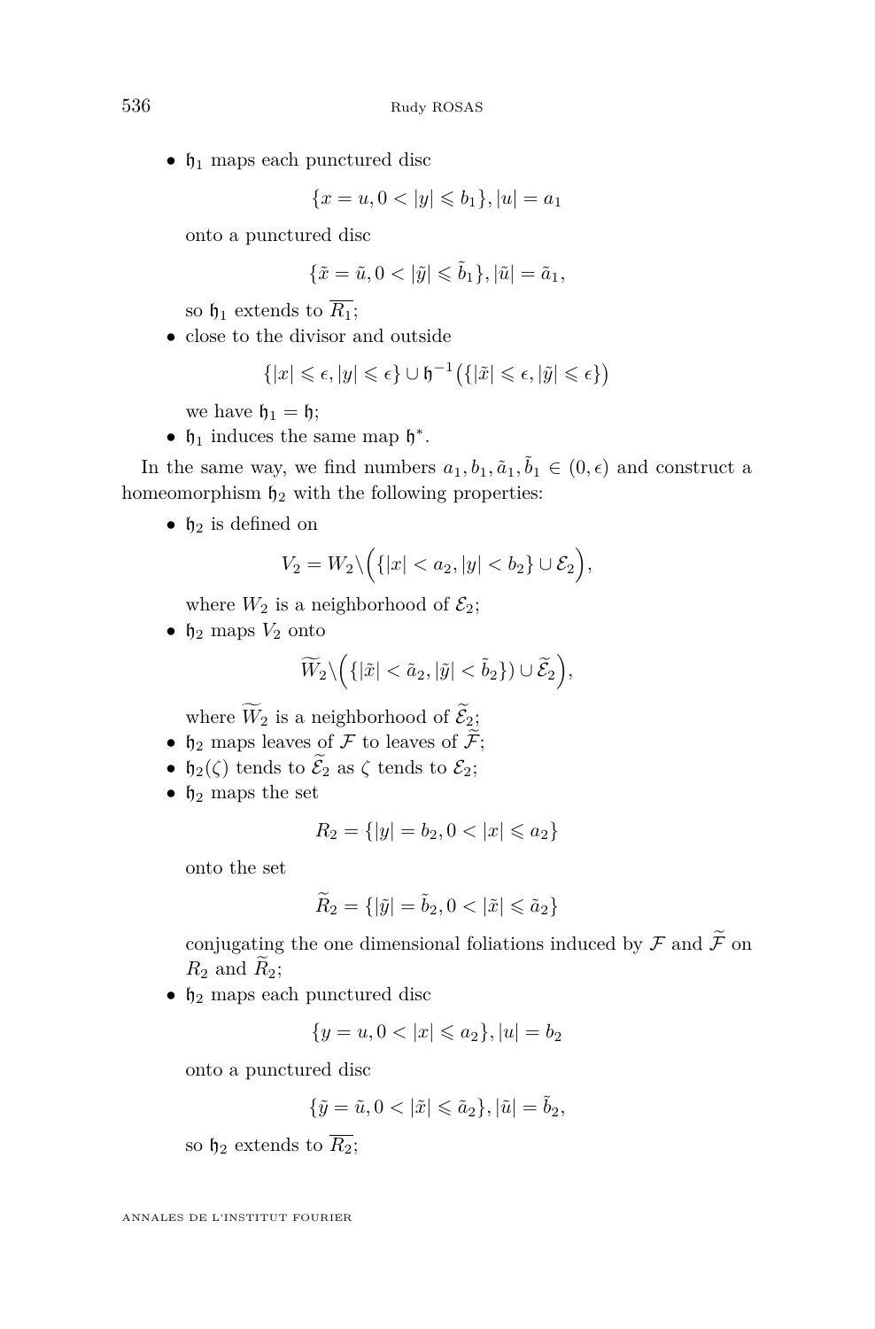- $\mathfrak{h}_1$ maps each punctured disc

  $$\{x = u, 0 < |y| \leqslant b_1\}, |u| = a_1$$

  onto a punctured disc

  $$\{\tilde{x} = \tilde{u}, 0 < |\tilde{y}| \leqslant \tilde{b}_1\}, |\tilde{u}| = \tilde{a}_1,$$

  so $\mathfrak{h}_1$ extends to $\overline{R_1}$;
- close to the divisor and outside

  $$\{|x| \leqslant \epsilon, |y| \leqslant \epsilon\} \cup \mathfrak{h}^{-1}\big(\{|\tilde{x}| \leqslant \epsilon, |\tilde{y}| \leqslant \epsilon\}\big)$$

  we have $\mathfrak{h}_1 = \mathfrak{h}$;
- $\mathfrak{h}_1$ induces the same map $\mathfrak{h}^*$.

In the same way, we find numbers $a_1, b_1, \tilde{a}_1, \tilde{b}_1 \in (0, \epsilon)$ and construct a homeomorphism $\mathfrak{h}_2$ with the following properties:

- $\mathfrak{h}_2$ is defined on

  $$V_2 = W_2 \backslash \Big(\{|x| < a_2, |y| < b_2\} \cup \mathcal{E}_2\Big),$$

  where $W_2$ is a neighborhood of $\mathcal{E}_2$;
- $\mathfrak{h}_2$ maps $V_2$ onto

  $$\widetilde{W}_2 \backslash \Big(\{|\tilde{x}| < \tilde{a}_2, |\tilde{y}| < \tilde{b}_2\}) \cup \widetilde{\mathcal{E}}_2\Big),$$

  where $\widetilde{W}_2$ is a neighborhood of $\widetilde{\mathcal{E}}_2$;
- $\mathfrak{h}_2$ maps leaves of $\mathcal{F}$ to leaves of $\widetilde{\mathcal{F}}$;
- $\mathfrak{h}_2(\zeta)$ tends to $\widetilde{\mathcal{E}}_2$ as $\zeta$ tends to $\mathcal{E}_2$;
- $\mathfrak{h}_2$ maps the set

  $$R_2 = \{|y| = b_2, 0 < |x| \leqslant a_2\}$$

  onto the set

  $$\widetilde{R}_2 = \{|\tilde{y}| = \tilde{b}_2, 0 < |\tilde{x}| \leqslant \tilde{a}_2\}$$

  conjugating the one dimensional foliations induced by $\mathcal{F}$ and $\widetilde{\mathcal{F}}$ on $R_2$ and $\widetilde{R}_2$;
- $\mathfrak{h}_2$ maps each punctured disc

  $$\{y = u, 0 < |x| \leqslant a_2\}, |u| = b_2$$

  onto a punctured disc

  $$\{\tilde{y} = \tilde{u}, 0 < |\tilde{x}| \leqslant \tilde{a}_2\}, |\tilde{u}| = \tilde{b}_2,$$

  so $\mathfrak{h}_2$ extends to $\overline{R_2}$;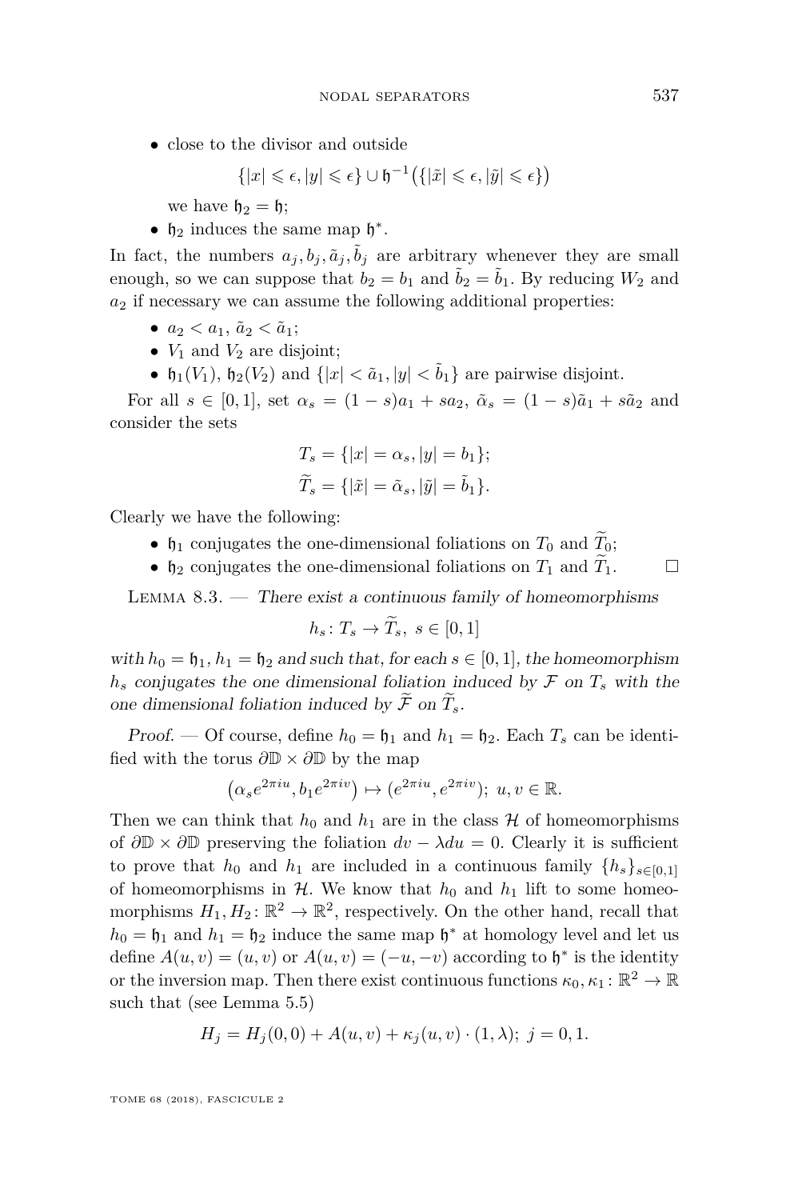- close to the divisor and outside

$$\{|x| \leqslant \epsilon, |y| \leqslant \epsilon\} \cup \mathfrak{h}^{-1}\big(\{|\tilde{x}| \leqslant \epsilon, |\tilde{y}| \leqslant \epsilon\}\big)$$

  we have $\mathfrak{h}_2 = \mathfrak{h}$;
- $\mathfrak{h}_2$ induces the same map $\mathfrak{h}^*$.

In fact, the numbers $a_j, b_j, \tilde{a}_j, \tilde{b}_j$ are arbitrary whenever they are small enough, so we can suppose that $b_2 = b_1$ and $\tilde{b}_2 = \tilde{b}_1$. By reducing $W_2$ and $a_2$ if necessary we can assume the following additional properties:

- $a_2 < a_1$, $\tilde{a}_2 < \tilde{a}_1$;
- $V_1$ and $V_2$ are disjoint;
- $\mathfrak{h}_1(V_1)$, $\mathfrak{h}_2(V_2)$ and $\{|x| < \tilde{a}_1, |y| < \tilde{b}_1\}$ are pairwise disjoint.

For all $s \in [0,1]$, set $\alpha_s = (1-s)a_1 + sa_2$, $\tilde{\alpha}_s = (1-s)\tilde{a}_1 + s\tilde{a}_2$ and consider the sets

$$T_s = \{|x| = \alpha_s, |y| = b_1\};$$
$$\widetilde{T}_s = \{|\tilde{x}| = \tilde{\alpha}_s, |\tilde{y}| = \tilde{b}_1\}.$$

Clearly we have the following:

- $\mathfrak{h}_1$ conjugates the one-dimensional foliations on $T_0$ and $\widetilde{T}_0$;
- $\mathfrak{h}_2$ conjugates the one-dimensional foliations on $T_1$ and $\widetilde{T}_1$. □

Lemma 8.3. — *There exist a continuous family of homeomorphisms*

$$h_s \colon T_s \to \widetilde{T}_s,\ s \in [0,1]$$

*with $h_0 = \mathfrak{h}_1$, $h_1 = \mathfrak{h}_2$ and such that, for each $s \in [0,1]$, the homeomorphism $h_s$ conjugates the one dimensional foliation induced by $\mathcal{F}$ on $T_s$ with the one dimensional foliation induced by $\widetilde{\mathcal{F}}$ on $\widetilde{T}_s$.*

*Proof.* — Of course, define $h_0 = \mathfrak{h}_1$ and $h_1 = \mathfrak{h}_2$. Each $T_s$ can be identified with the torus $\partial\mathbb{D} \times \partial\mathbb{D}$ by the map

$$\big(\alpha_s e^{2\pi i u}, b_1 e^{2\pi i v}\big) \mapsto (e^{2\pi i u}, e^{2\pi i v});\ u, v \in \mathbb{R}.$$

Then we can think that $h_0$ and $h_1$ are in the class $\mathcal{H}$ of homeomorphisms of $\partial\mathbb{D} \times \partial\mathbb{D}$ preserving the foliation $dv - \lambda du = 0$. Clearly it is sufficient to prove that $h_0$ and $h_1$ are included in a continuous family $\{h_s\}_{s\in[0,1]}$ of homeomorphisms in $\mathcal{H}$. We know that $h_0$ and $h_1$ lift to some homeomorphisms $H_1, H_2 \colon \mathbb{R}^2 \to \mathbb{R}^2$, respectively. On the other hand, recall that $h_0 = \mathfrak{h}_1$ and $h_1 = \mathfrak{h}_2$ induce the same map $\mathfrak{h}^*$ at homology level and let us define $A(u,v) = (u,v)$ or $A(u,v) = (-u,-v)$ according to $\mathfrak{h}^*$ is the identity or the inversion map. Then there exist continuous functions $\kappa_0, \kappa_1 \colon \mathbb{R}^2 \to \mathbb{R}$ such that (see Lemma 5.5)

$$H_j = H_j(0,0) + A(u,v) + \kappa_j(u,v) \cdot (1, \lambda);\ j = 0, 1.$$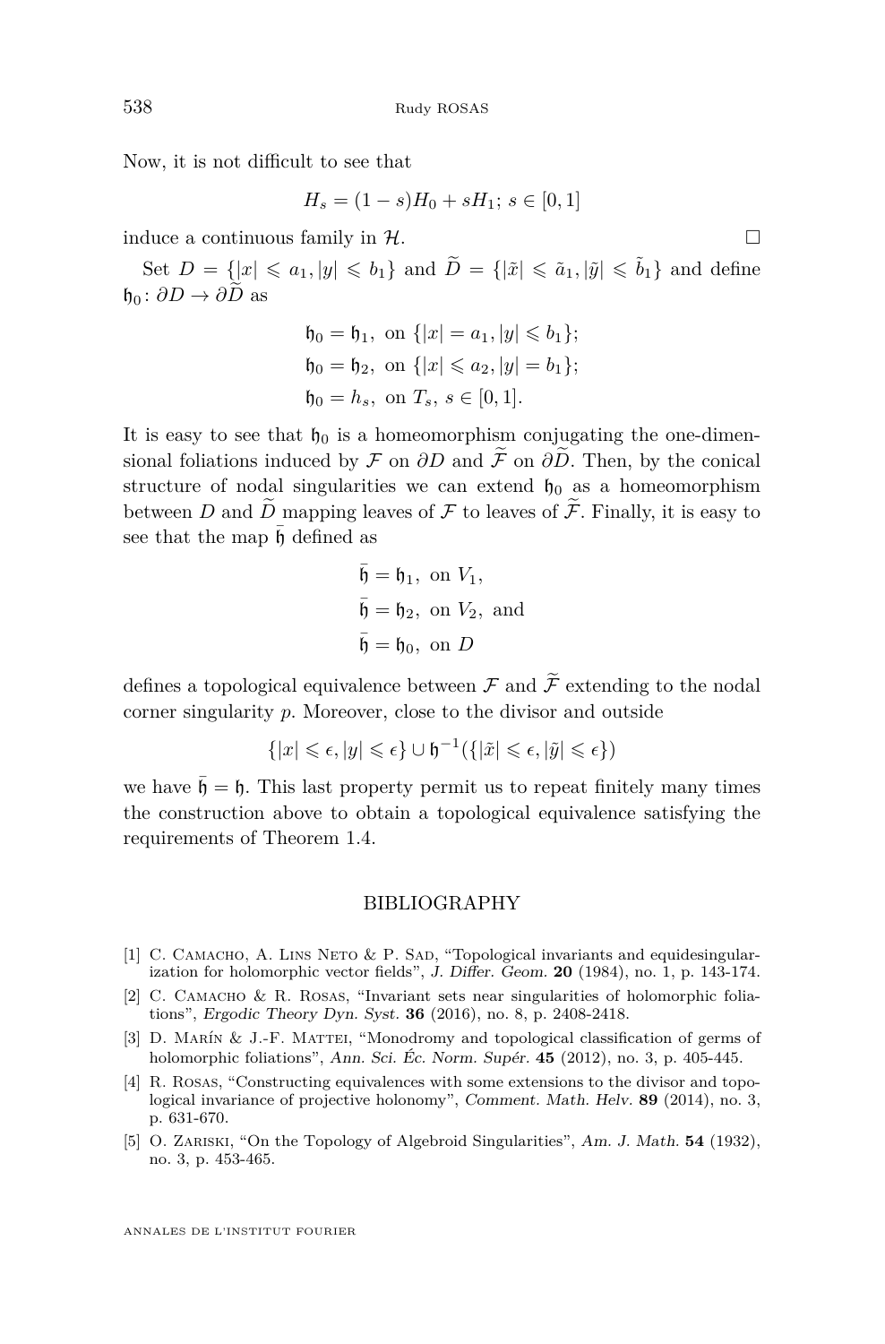Now, it is not difficult to see that

$$H_s = (1-s)H_0 + sH_1;\ s \in [0,1]$$

induce a continuous family in $\mathcal{H}$. ☐

Set $D = \{|x| \leqslant a_1, |y| \leqslant b_1\}$ and $\widetilde{D} = \{|\tilde{x}| \leqslant \tilde{a}_1, |\tilde{y}| \leqslant \tilde{b}_1\}$ and define $\mathfrak{h}_0 \colon \partial D \to \partial \widetilde{D}$ as

$$\begin{aligned}
\mathfrak{h}_0 &= \mathfrak{h}_1, \text{ on } \{|x| = a_1, |y| \leqslant b_1\};\\
\mathfrak{h}_0 &= \mathfrak{h}_2, \text{ on } \{|x| \leqslant a_2, |y| = b_1\};\\
\mathfrak{h}_0 &= h_s, \text{ on } T_s,\ s \in [0,1].
\end{aligned}$$

It is easy to see that $\mathfrak{h}_0$ is a homeomorphism conjugating the one-dimensional foliations induced by $\mathcal{F}$ on $\partial D$ and $\widetilde{\mathcal{F}}$ on $\partial \widetilde{D}$. Then, by the conical structure of nodal singularities we can extend $\mathfrak{h}_0$ as a homeomorphism between $D$ and $\widetilde{D}$ mapping leaves of $\mathcal{F}$ to leaves of $\widetilde{\mathcal{F}}$. Finally, it is easy to see that the map $\bar{\mathfrak{h}}$ defined as

$$\begin{aligned}
\bar{\mathfrak{h}} &= \mathfrak{h}_1, \text{ on } V_1,\\
\bar{\mathfrak{h}} &= \mathfrak{h}_2, \text{ on } V_2, \text{ and}\\
\bar{\mathfrak{h}} &= \mathfrak{h}_0, \text{ on } D
\end{aligned}$$

defines a topological equivalence between $\mathcal{F}$ and $\widetilde{\mathcal{F}}$ extending to the nodal corner singularity $p$. Moreover, close to the divisor and outside

$$\{|x| \leqslant \epsilon, |y| \leqslant \epsilon\} \cup \mathfrak{h}^{-1}(\{|\tilde{x}| \leqslant \epsilon, |\tilde{y}| \leqslant \epsilon\})$$

we have $\bar{\mathfrak{h}} = \mathfrak{h}$. This last property permit us to repeat finitely many times the construction above to obtain a topological equivalence satisfying the requirements of Theorem 1.4.

## BIBLIOGRAPHY

[1] C. Camacho, A. Lins Neto & P. Sad, "Topological invariants and equidesingularization for holomorphic vector fields", *J. Differ. Geom.* **20** (1984), no. 1, p. 143-174.

[2] C. Camacho & R. Rosas, "Invariant sets near singularities of holomorphic foliations", *Ergodic Theory Dyn. Syst.* **36** (2016), no. 8, p. 2408-2418.

[3] D. Marín & J.-F. Mattei, "Monodromy and topological classification of germs of holomorphic foliations", *Ann. Sci. Éc. Norm. Supér.* **45** (2012), no. 3, p. 405-445.

[4] R. Rosas, "Constructing equivalences with some extensions to the divisor and topological invariance of projective holonomy", *Comment. Math. Helv.* **89** (2014), no. 3, p. 631-670.

[5] O. Zariski, "On the Topology of Algebroid Singularities", *Am. J. Math.* **54** (1932), no. 3, p. 453-465.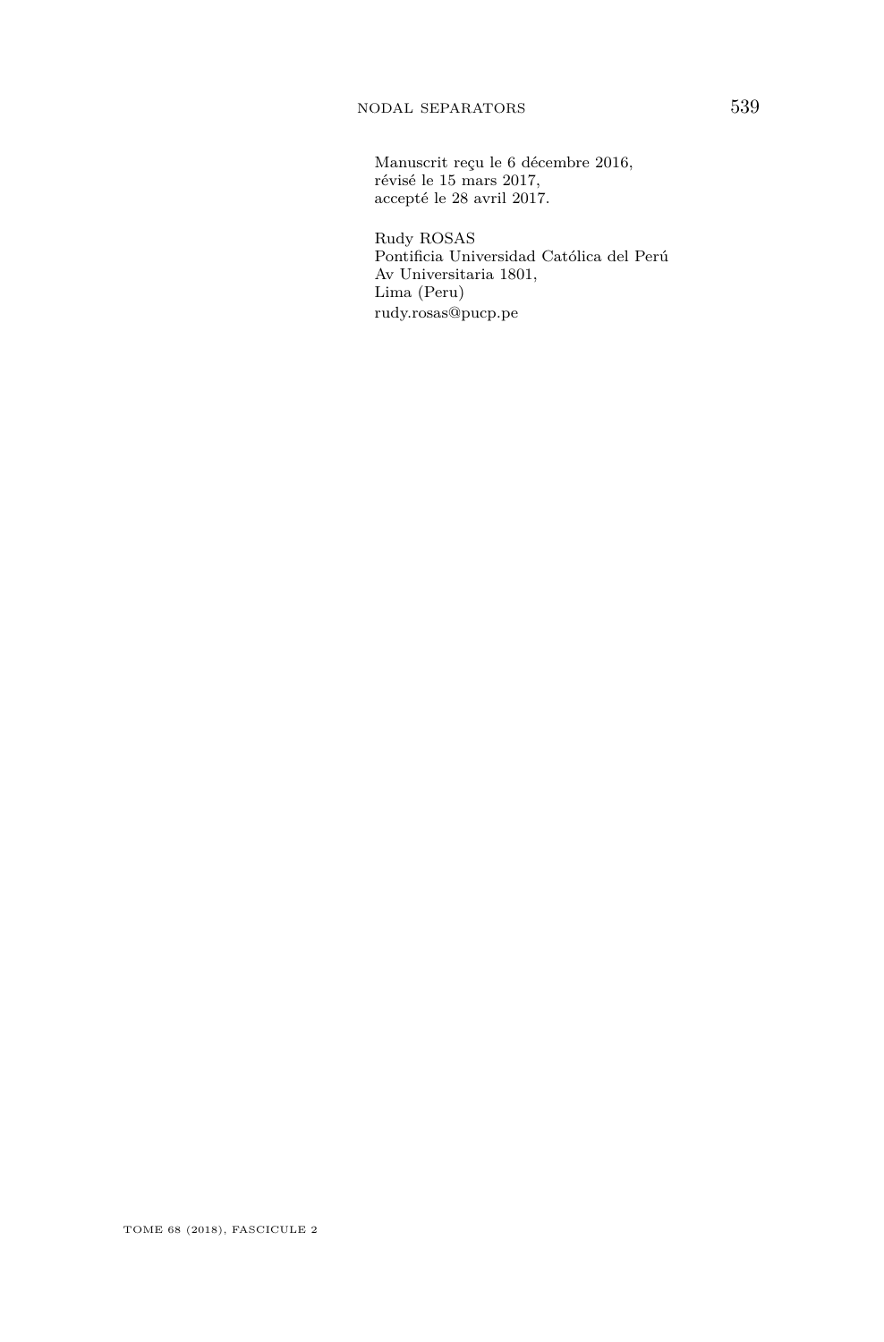Manuscrit reçu le 6 décembre 2016,  
révisé le 15 mars 2017,  
accepté le 28 avril 2017.

Rudy ROSAS  
Pontificia Universidad Católica del Perú  
Av Universitaria 1801,  
Lima (Peru)  
rudy.rosas@pucp.pe